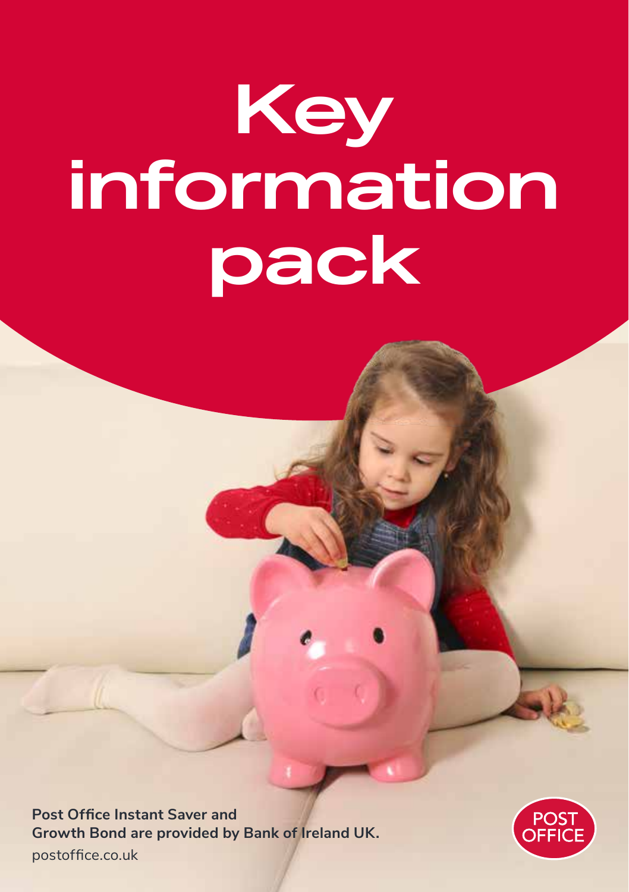# Key information pack

**Post Office Instant Saver and Growth Bond are provided by Bank of Ireland UK.**

postoffice.co.uk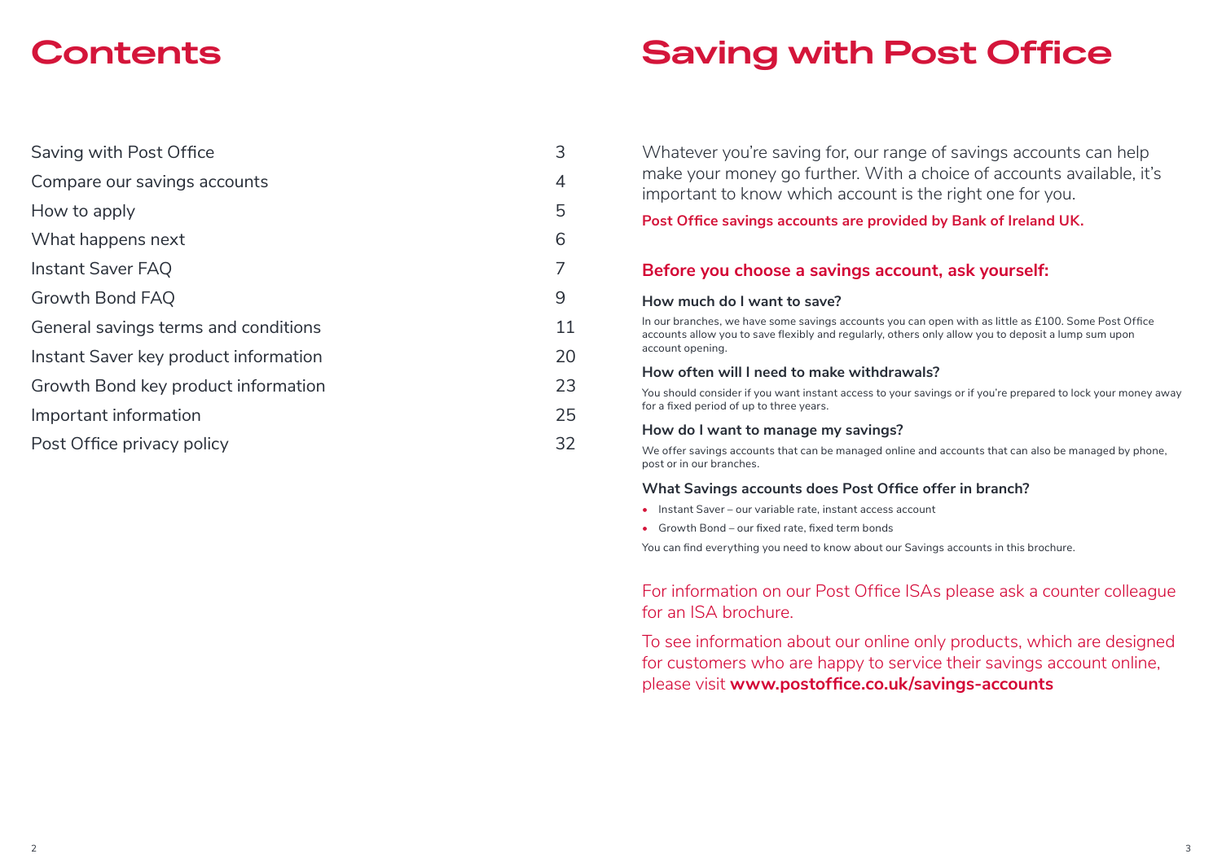# Contents

| | |
|---|---|
| Saving with Post Office | 3 |
| Compare our savings accounts | 4 |
| How to apply | 5 |
| What happens next | 6 |
| Instant Saver FAQ | 7 |
| Growth Bond FAQ | 9 |
| General savings terms and conditions | 11 |
| Instant Saver key product information | 20 |
| Growth Bond key product information | 23 |
| Important information | 25 |
| Post Office privacy policy | 32 |

# Saving with Post Office

Whatever you're saving for, our range of savings accounts can help make your money go further. With a choice of accounts available, it's important to know which account is the right one for you.

**Post Office savings accounts are provided by Bank of Ireland UK.**

## Before you choose a savings account, ask yourself:

### How much do I want to save?

In our branches, we have some savings accounts you can open with as little as £100. Some Post Office accounts allow you to save flexibly and regularly, others only allow you to deposit a lump sum upon account opening.

### How often will I need to make withdrawals?

You should consider if you want instant access to your savings or if you're prepared to lock your money away for a fixed period of up to three years.

### How do I want to manage my savings?

We offer savings accounts that can be managed online and accounts that can also be managed by phone, post or in our branches.

### What Savings accounts does Post Office offer in branch?

- Instant Saver – our variable rate, instant access account
- Growth Bond – our fixed rate, fixed term bonds

You can find everything you need to know about our Savings accounts in this brochure.

For information on our Post Office ISAs please ask a counter colleague for an ISA brochure.

To see information about our online only products, which are designed for customers who are happy to service their savings account online, please visit **www.postoffice.co.uk/savings-accounts**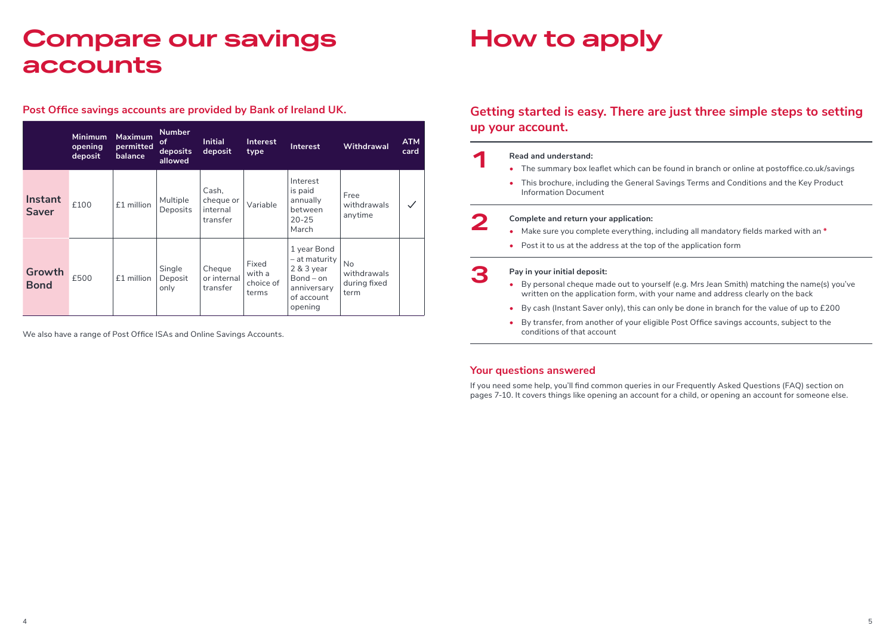# Compare our savings accounts

## Post Office savings accounts are provided by Bank of Ireland UK.

| | Minimum opening deposit | Maximum permitted balance | Number of deposits allowed | Initial deposit | Interest type | Interest | Withdrawal | ATM card |
|---|---|---|---|---|---|---|---|---|
| **Instant Saver** | £100 | £1 million | Multiple Deposits | Cash, cheque or internal transfer | Variable | Interest is paid annually between 20-25 March | Free withdrawals anytime | ✓ |
| **Growth Bond** | £500 | £1 million | Single Deposit only | Cheque or internal transfer | Fixed with a choice of terms | 1 year Bond – at maturity 2 & 3 year Bond – on anniversary of account opening | No withdrawals during fixed term | |

We also have a range of Post Office ISAs and Online Savings Accounts.

# How to apply

## Getting started is easy. There are just three simple steps to setting up your account.

**1**

**Read and understand:**

- The summary box leaflet which can be found in branch or online at postoffice.co.uk/savings
- This brochure, including the General Savings Terms and Conditions and the Key Product Information Document

**2**

**Complete and return your application:**

- Make sure you complete everything, including all mandatory fields marked with an *
- Post it to us at the address at the top of the application form

**3**

**Pay in your initial deposit:**

- By personal cheque made out to yourself (e.g. Mrs Jean Smith) matching the name(s) you've written on the application form, with your name and address clearly on the back
- By cash (Instant Saver only), this can only be done in branch for the value of up to £200
- By transfer, from another of your eligible Post Office savings accounts, subject to the conditions of that account

### Your questions answered

If you need some help, you'll find common queries in our Frequently Asked Questions (FAQ) section on pages 7-10. It covers things like opening an account for a child, or opening an account for someone else.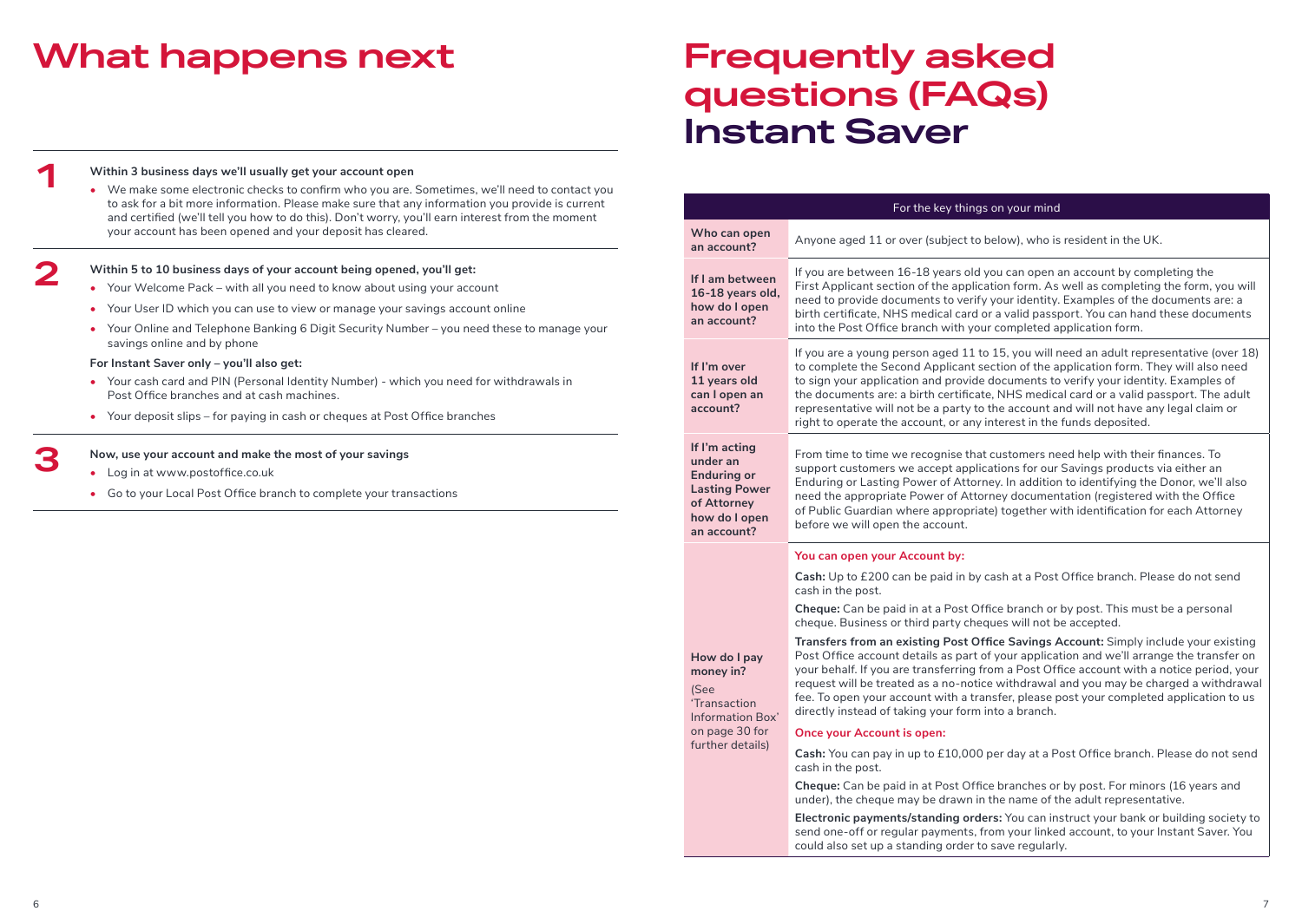# What happens next

**1**

**Within 3 business days we'll usually get your account open**

- We make some electronic checks to confirm who you are. Sometimes, we'll need to contact you to ask for a bit more information. Please make sure that any information you provide is current and certified (we'll tell you how to do this). Don't worry, you'll earn interest from the moment your account has been opened and your deposit has cleared.

**2**

**Within 5 to 10 business days of your account being opened, you'll get:**

- Your Welcome Pack – with all you need to know about using your account
- Your User ID which you can use to view or manage your savings account online
- Your Online and Telephone Banking 6 Digit Security Number – you need these to manage your savings online and by phone

**For Instant Saver only – you'll also get:**

- Your cash card and PIN (Personal Identity Number) - which you need for withdrawals in Post Office branches and at cash machines.
- Your deposit slips – for paying in cash or cheques at Post Office branches

**3**

**Now, use your account and make the most of your savings**

- Log in at www.postoffice.co.uk
- Go to your Local Post Office branch to complete your transactions

# Frequently asked questions (FAQs) Instant Saver

| For the key things on your mind | |
|---|---|
| **Who can open an account?** | Anyone aged 11 or over (subject to below), who is resident in the UK. |
| **If I am between 16-18 years old, how do I open an account?** | If you are between 16-18 years old you can open an account by completing the First Applicant section of the application form. As well as completing the form, you will need to provide documents to verify your identity. Examples of the documents are: a birth certificate, NHS medical card or a valid passport. You can hand these documents into the Post Office branch with your completed application form. |
| **If I'm over 11 years old can I open an account?** | If you are a young person aged 11 to 15, you will need an adult representative (over 18) to complete the Second Applicant section of the application form. They will also need to sign your application and provide documents to verify your identity. Examples of the documents are: a birth certificate, NHS medical card or a valid passport. The adult representative will not be a party to the account and will not have any legal claim or right to operate the account, or any interest in the funds deposited. |
| **If I'm acting under an Enduring or Lasting Power of Attorney how do I open an account?** | From time to time we recognise that customers need help with their finances. To support customers we accept applications for our Savings products via either an Enduring or Lasting Power of Attorney. In addition to identifying the Donor, we'll also need the appropriate Power of Attorney documentation (registered with the Office of Public Guardian where appropriate) together with identification for each Attorney before we will open the account. |
| **How do I pay money in?** (See 'Transaction Information Box' on page 30 for further details) | **You can open your Account by:**<br><br>**Cash:** Up to £200 can be paid in by cash at a Post Office branch. Please do not send cash in the post.<br><br>**Cheque:** Can be paid in at a Post Office branch or by post. This must be a personal cheque. Business or third party cheques will not be accepted.<br><br>**Transfers from an existing Post Office Savings Account:** Simply include your existing Post Office account details as part of your application and we'll arrange the transfer on your behalf. If you are transferring from a Post Office account with a notice period, your request will be treated as a no-notice withdrawal and you may be charged a withdrawal fee. To open your account with a transfer, please post your completed application to us directly instead of taking your form into a branch.<br><br>**Once your Account is open:**<br><br>**Cash:** You can pay in up to £10,000 per day at a Post Office branch. Please do not send cash in the post.<br><br>**Cheque:** Can be paid in at Post Office branches or by post. For minors (16 years and under), the cheque may be drawn in the name of the adult representative.<br><br>**Electronic payments/standing orders:** You can instruct your bank or building society to send one-off or regular payments, from your linked account, to your Instant Saver. You could also set up a standing order to save regularly. |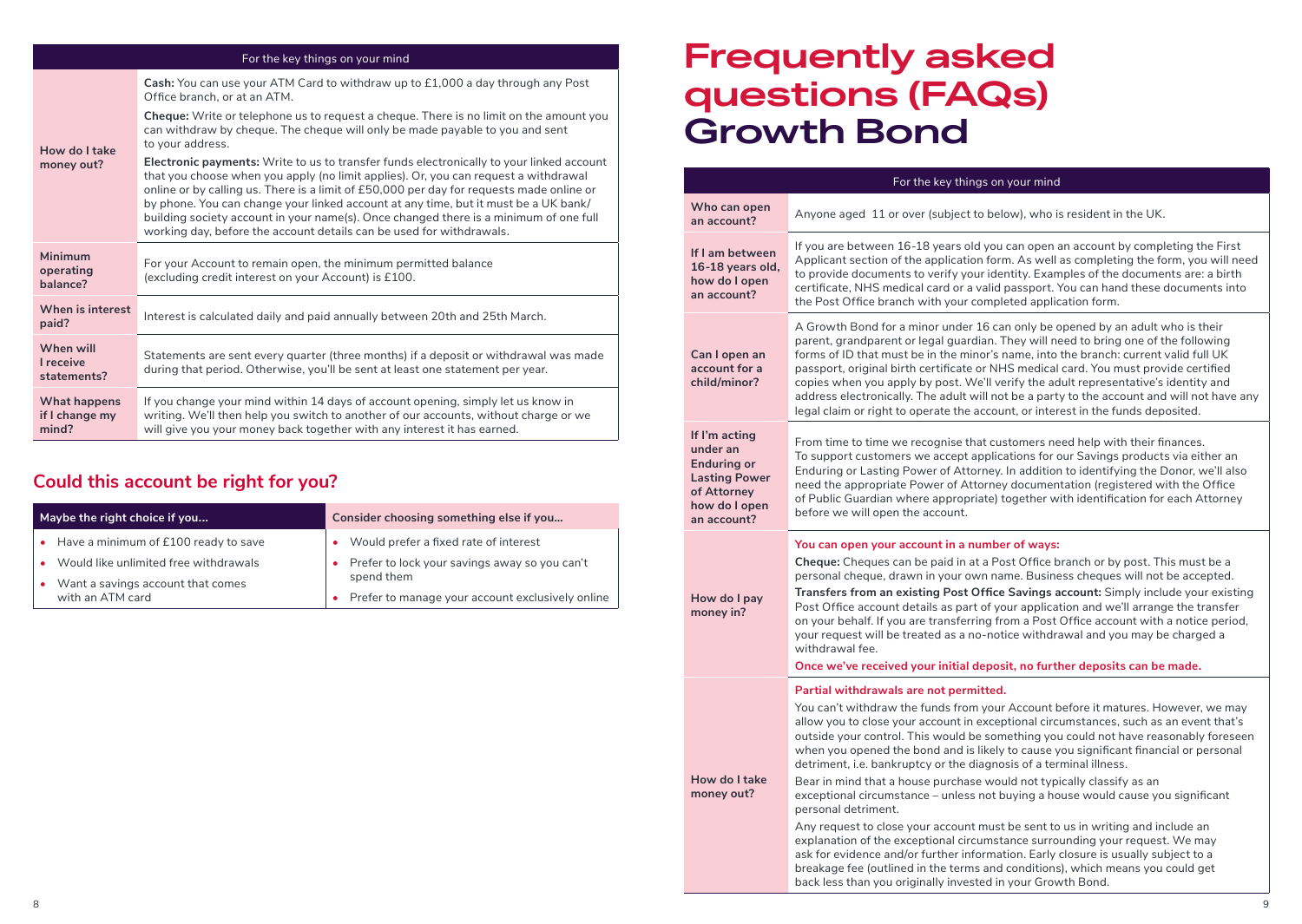| For the key things on your mind | |
|---|---|
| **How do I take money out?** | **Cash:** You can use your ATM Card to withdraw up to £1,000 a day through any Post Office branch, or at an ATM.<br><br>**Cheque:** Write or telephone us to request a cheque. There is no limit on the amount you can withdraw by cheque. The cheque will only be made payable to you and sent to your address.<br><br>**Electronic payments:** Write to us to transfer funds electronically to your linked account that you choose when you apply (no limit applies). Or, you can request a withdrawal online or by calling us. There is a limit of £50,000 per day for requests made online or by phone. You can change your linked account at any time, but it must be a UK bank/building society account in your name(s). Once changed there is a minimum of one full working day, before the account details can be used for withdrawals. |
| **Minimum operating balance?** | For your Account to remain open, the minimum permitted balance (excluding credit interest on your Account) is £100. |
| **When is interest paid?** | Interest is calculated daily and paid annually between 20th and 25th March. |
| **When will I receive statements?** | Statements are sent every quarter (three months) if a deposit or withdrawal was made during that period. Otherwise, you'll be sent at least one statement per year. |
| **What happens if I change my mind?** | If you change your mind within 14 days of account opening, simply let us know in writing. We'll then help you switch to another of our accounts, without charge or we will give you your money back together with any interest it has earned. |

## Could this account be right for you?

| Maybe the right choice if you... | Consider choosing something else if you... |
|---|---|
| • Have a minimum of £100 ready to save<br>• Would like unlimited free withdrawals<br>• Want a savings account that comes with an ATM card | • Would prefer a fixed rate of interest<br>• Prefer to lock your savings away so you can't spend them<br>• Prefer to manage your account exclusively online |

# Frequently asked questions (FAQs) Growth Bond

| For the key things on your mind | |
|---|---|
| **Who can open an account?** | Anyone aged 11 or over (subject to below), who is resident in the UK. |
| **If I am between 16-18 years old, how do I open an account?** | If you are between 16-18 years old you can open an account by completing the First Applicant section of the application form. As well as completing the form, you will need to provide documents to verify your identity. Examples of the documents are: a birth certificate, NHS medical card or a valid passport. You can hand these documents into the Post Office branch with your completed application form. |
| **Can I open an account for a child/minor?** | A Growth Bond for a minor under 16 can only be opened by an adult who is their parent, grandparent or legal guardian. They will need to bring one of the following forms of ID that must be in the minor's name, into the branch: current valid full UK passport, original birth certificate or NHS medical card. You must provide certified copies when you apply by post. We'll verify the adult representative's identity and address electronically. The adult will not be a party to the account and will not have any legal claim or right to operate the account, or interest in the funds deposited. |
| **If I'm acting under an Enduring or Lasting Power of Attorney how do I open an account?** | From time to time we recognise that customers need help with their finances. To support customers we accept applications for our Savings products via either an Enduring or Lasting Power of Attorney. In addition to identifying the Donor, we'll also need the appropriate Power of Attorney documentation (registered with the Office of Public Guardian where appropriate) together with identification for each Attorney before we will open the account. |
| **How do I pay money in?** | **You can open your account in a number of ways:**<br><br>**Cheque:** Cheques can be paid in at a Post Office branch or by post. This must be a personal cheque, drawn in your own name. Business cheques will not be accepted.<br><br>**Transfers from an existing Post Office Savings account:** Simply include your existing Post Office account details as part of your application and we'll arrange the transfer on your behalf. If you are transferring from a Post Office account with a notice period, your request will be treated as a no-notice withdrawal and you may be charged a withdrawal fee.<br><br>**Once we've received your initial deposit, no further deposits can be made.** |
| **How do I take money out?** | **Partial withdrawals are not permitted.**<br><br>You can't withdraw the funds from your Account before it matures. However, we may allow you to close your account in exceptional circumstances, such as an event that's outside your control. This would be something you could not have reasonably foreseen when you opened the bond and is likely to cause you significant financial or personal detriment, i.e. bankruptcy or the diagnosis of a terminal illness.<br><br>Bear in mind that a house purchase would not typically classify as an exceptional circumstance – unless not buying a house would cause you significant personal detriment.<br><br>Any request to close your account must be sent to us in writing and include an explanation of the exceptional circumstance surrounding your request. We may ask for evidence and/or further information. Early closure is usually subject to a breakage fee (outlined in the terms and conditions), which means you could get back less than you originally invested in your Growth Bond. |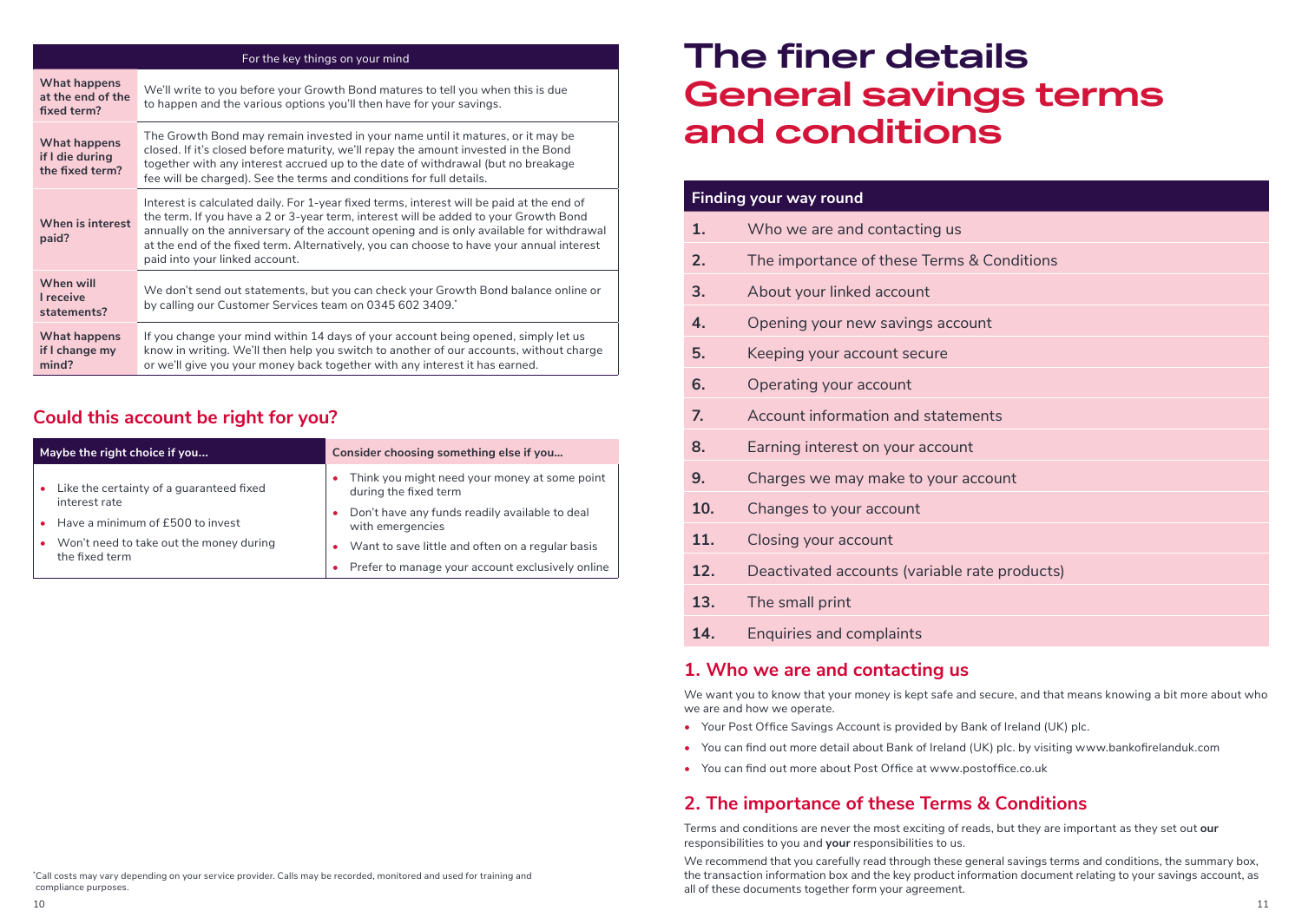| For the key things on your mind | |
|---|---|
| **What happens at the end of the fixed term?** | We'll write to you before your Growth Bond matures to tell you when this is due to happen and the various options you'll then have for your savings. |
| **What happens if I die during the fixed term?** | The Growth Bond may remain invested in your name until it matures, or it may be closed. If it's closed before maturity, we'll repay the amount invested in the Bond together with any interest accrued up to the date of withdrawal (but no breakage fee will be charged). See the terms and conditions for full details. |
| **When is interest paid?** | Interest is calculated daily. For 1-year fixed terms, interest will be paid at the end of the term. If you have a 2 or 3-year term, interest will be added to your Growth Bond annually on the anniversary of the account opening and is only available for withdrawal at the end of the fixed term. Alternatively, you can choose to have your annual interest paid into your linked account. |
| **When will I receive statements?** | We don't send out statements, but you can check your Growth Bond balance online or by calling our Customer Services team on 0345 602 3409.* |
| **What happens if I change my mind?** | If you change your mind within 14 days of your account being opened, simply let us know in writing. We'll then help you switch to another of our accounts, without charge or we'll give you your money back together with any interest it has earned. |

## Could this account be right for you?

| Maybe the right choice if you... | Consider choosing something else if you... |
|---|---|
| • Like the certainty of a guaranteed fixed interest rate<br>• Have a minimum of £500 to invest<br>• Won't need to take out the money during the fixed term | • Think you might need your money at some point during the fixed term<br>• Don't have any funds readily available to deal with emergencies<br>• Want to save little and often on a regular basis<br>• Prefer to manage your account exclusively online |

*Call costs may vary depending on your service provider. Calls may be recorded, monitored and used for training and compliance purposes.

# The finer details General savings terms and conditions

| Finding your way round | |
|---|---|
| **1.** | Who we are and contacting us |
| **2.** | The importance of these Terms & Conditions |
| **3.** | About your linked account |
| **4.** | Opening your new savings account |
| **5.** | Keeping your account secure |
| **6.** | Operating your account |
| **7.** | Account information and statements |
| **8.** | Earning interest on your account |
| **9.** | Charges we may make to your account |
| **10.** | Changes to your account |
| **11.** | Closing your account |
| **12.** | Deactivated accounts (variable rate products) |
| **13.** | The small print |
| **14.** | Enquiries and complaints |

## 1. Who we are and contacting us

We want you to know that your money is kept safe and secure, and that means knowing a bit more about who we are and how we operate.

- Your Post Office Savings Account is provided by Bank of Ireland (UK) plc.
- You can find out more detail about Bank of Ireland (UK) plc. by visiting www.bankofirelanduk.com
- You can find out more about Post Office at www.postoffice.co.uk

## 2. The importance of these Terms & Conditions

Terms and conditions are never the most exciting of reads, but they are important as they set out **our** responsibilities to you and **your** responsibilities to us.

We recommend that you carefully read through these general savings terms and conditions, the summary box, the transaction information box and the key product information document relating to your savings account, as all of these documents together form your agreement.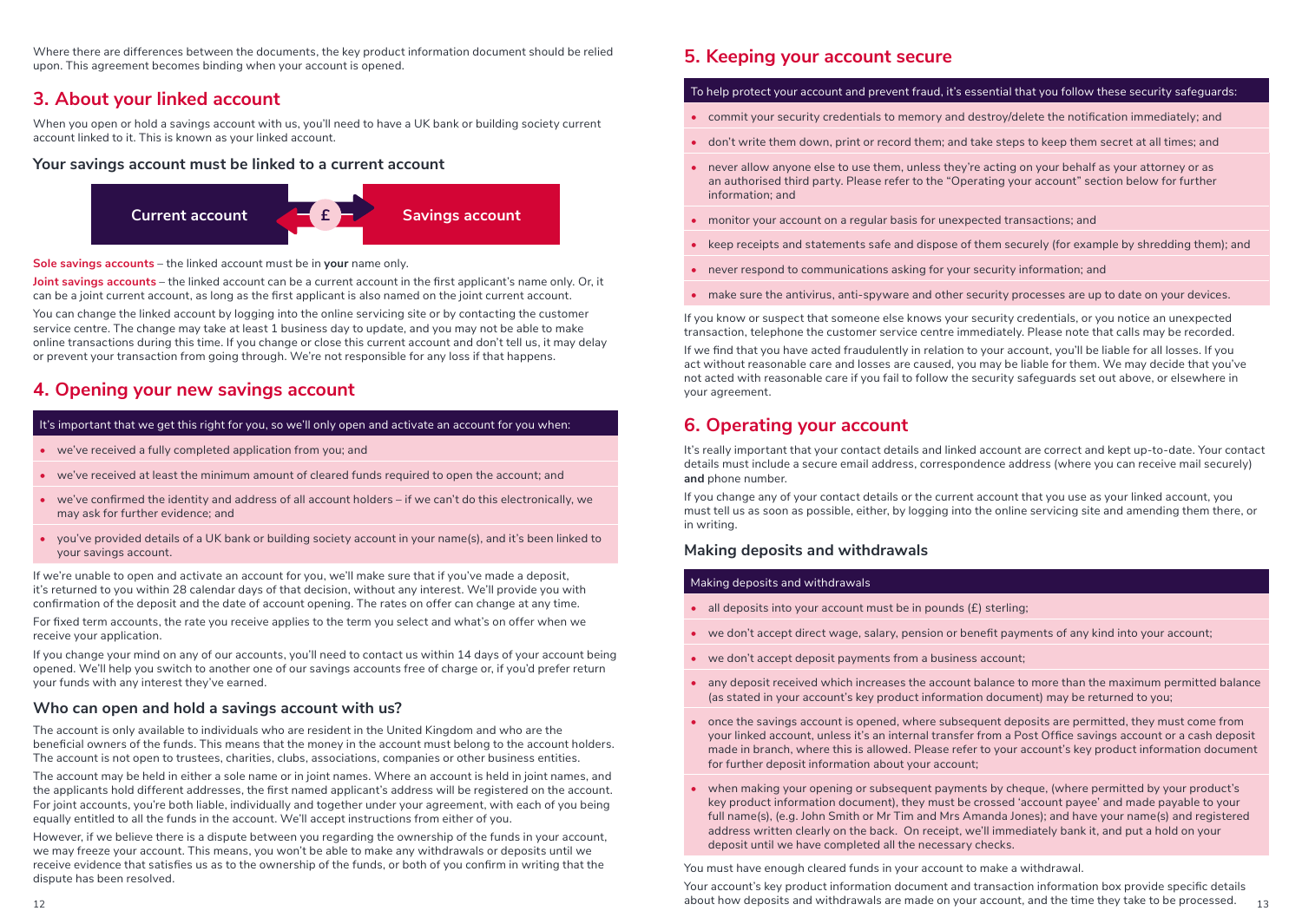Where there are differences between the documents, the key product information document should be relied upon. This agreement becomes binding when your account is opened.

## 3. About your linked account

When you open or hold a savings account with us, you'll need to have a UK bank or building society current account linked to it. This is known as your linked account.

### Your savings account must be linked to a current account

Current account £ Savings account

**Sole savings accounts** – the linked account must be in **your** name only.

**Joint savings accounts** – the linked account can be a current account in the first applicant's name only. Or, it can be a joint current account, as long as the first applicant is also named on the joint current account.

You can change the linked account by logging into the online servicing site or by contacting the customer service centre. The change may take at least 1 business day to update, and you may not be able to make online transactions during this time. If you change or close this current account and don't tell us, it may delay or prevent your transaction from going through. We're not responsible for any loss if that happens.

## 4. Opening your new savings account

It's important that we get this right for you, so we'll only open and activate an account for you when:

- we've received a fully completed application from you; and
- we've received at least the minimum amount of cleared funds required to open the account; and
- we've confirmed the identity and address of all account holders – if we can't do this electronically, we may ask for further evidence; and
- you've provided details of a UK bank or building society account in your name(s), and it's been linked to your savings account.

If we're unable to open and activate an account for you, we'll make sure that if you've made a deposit, it's returned to you within 28 calendar days of that decision, without any interest. We'll provide you with confirmation of the deposit and the date of account opening. The rates on offer can change at any time.

For fixed term accounts, the rate you receive applies to the term you select and what's on offer when we receive your application.

If you change your mind on any of our accounts, you'll need to contact us within 14 days of your account being opened. We'll help you switch to another one of our savings accounts free of charge or, if you'd prefer return your funds with any interest they've earned.

### Who can open and hold a savings account with us?

The account is only available to individuals who are resident in the United Kingdom and who are the beneficial owners of the funds. This means that the money in the account must belong to the account holders. The account is not open to trustees, charities, clubs, associations, companies or other business entities.

The account may be held in either a sole name or in joint names. Where an account is held in joint names, and the applicants hold different addresses, the first named applicant's address will be registered on the account. For joint accounts, you're both liable, individually and together under your agreement, with each of you being equally entitled to all the funds in the account. We'll accept instructions from either of you.

However, if we believe there is a dispute between you regarding the ownership of the funds in your account, we may freeze your account. This means, you won't be able to make any withdrawals or deposits until we receive evidence that satisfies us as to the ownership of the funds, or both of you confirm in writing that the dispute has been resolved.

## 5. Keeping your account secure

To help protect your account and prevent fraud, it's essential that you follow these security safeguards:

- commit your security credentials to memory and destroy/delete the notification immediately; and
- don't write them down, print or record them; and take steps to keep them secret at all times; and
- never allow anyone else to use them, unless they're acting on your behalf as your attorney or as an authorised third party. Please refer to the "Operating your account" section below for further information; and
- monitor your account on a regular basis for unexpected transactions; and
- keep receipts and statements safe and dispose of them securely (for example by shredding them); and
- never respond to communications asking for your security information; and
- make sure the antivirus, anti-spyware and other security processes are up to date on your devices.

If you know or suspect that someone else knows your security credentials, or you notice an unexpected transaction, telephone the customer service centre immediately. Please note that calls may be recorded.

If we find that you have acted fraudulently in relation to your account, you'll be liable for all losses. If you act without reasonable care and losses are caused, you may be liable for them. We may decide that you've not acted with reasonable care if you fail to follow the security safeguards set out above, or elsewhere in your agreement.

## 6. Operating your account

It's really important that your contact details and linked account are correct and kept up-to-date. Your contact details must include a secure email address, correspondence address (where you can receive mail securely) **and** phone number.

If you change any of your contact details or the current account that you use as your linked account, you must tell us as soon as possible, either, by logging into the online servicing site and amending them there, or in writing.

### Making deposits and withdrawals

Making deposits and withdrawals

- all deposits into your account must be in pounds (£) sterling;
- we don't accept direct wage, salary, pension or benefit payments of any kind into your account;
- we don't accept deposit payments from a business account;
- any deposit received which increases the account balance to more than the maximum permitted balance (as stated in your account's key product information document) may be returned to you;
- once the savings account is opened, where subsequent deposits are permitted, they must come from your linked account, unless it's an internal transfer from a Post Office savings account or a cash deposit made in branch, where this is allowed. Please refer to your account's key product information document for further deposit information about your account;
- when making your opening or subsequent payments by cheque, (where permitted by your product's key product information document), they must be crossed 'account payee' and made payable to your full name(s), (e.g. John Smith or Mr Tim and Mrs Amanda Jones); and have your name(s) and registered address written clearly on the back. On receipt, we'll immediately bank it, and put a hold on your deposit until we have completed all the necessary checks.

You must have enough cleared funds in your account to make a withdrawal.

Your account's key product information document and transaction information box provide specific details about how deposits and withdrawals are made on your account, and the time they take to be processed.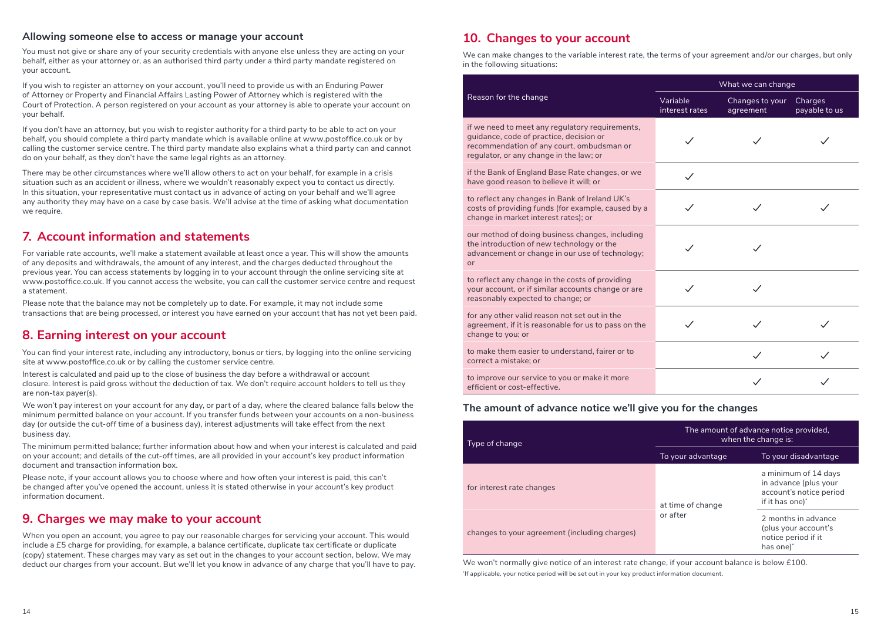### Allowing someone else to access or manage your account

You must not give or share any of your security credentials with anyone else unless they are acting on your behalf, either as your attorney or, as an authorised third party under a third party mandate registered on your account.

If you wish to register an attorney on your account, you'll need to provide us with an Enduring Power of Attorney or Property and Financial Affairs Lasting Power of Attorney which is registered with the Court of Protection. A person registered on your account as your attorney is able to operate your account on your behalf.

If you don't have an attorney, but you wish to register authority for a third party to be able to act on your behalf, you should complete a third party mandate which is available online at www.postoffice.co.uk or by calling the customer service centre. The third party mandate also explains what a third party can and cannot do on your behalf, as they don't have the same legal rights as an attorney.

There may be other circumstances where we'll allow others to act on your behalf, for example in a crisis situation such as an accident or illness, where we wouldn't reasonably expect you to contact us directly. In this situation, your representative must contact us in advance of acting on your behalf and we'll agree any authority they may have on a case by case basis. We'll advise at the time of asking what documentation we require.

## 7. Account information and statements

For variable rate accounts, we'll make a statement available at least once a year. This will show the amounts of any deposits and withdrawals, the amount of any interest, and the charges deducted throughout the previous year. You can access statements by logging in to your account through the online servicing site at www.postoffice.co.uk. If you cannot access the website, you can call the customer service centre and request a statement.

Please note that the balance may not be completely up to date. For example, it may not include some transactions that are being processed, or interest you have earned on your account that has not yet been paid.

## 8. Earning interest on your account

You can find your interest rate, including any introductory, bonus or tiers, by logging into the online servicing site at www.postoffice.co.uk or by calling the customer service centre.

Interest is calculated and paid up to the close of business the day before a withdrawal or account closure. Interest is paid gross without the deduction of tax. We don't require account holders to tell us they are non-tax payer(s).

We won't pay interest on your account for any day, or part of a day, where the cleared balance falls below the minimum permitted balance on your account. If you transfer funds between your accounts on a non-business day (or outside the cut-off time of a business day), interest adjustments will take effect from the next business day.

The minimum permitted balance; further information about how and when your interest is calculated and paid on your account; and details of the cut-off times, are all provided in your account's key product information document and transaction information box.

Please note, if your account allows you to choose where and how often your interest is paid, this can't be changed after you've opened the account, unless it is stated otherwise in your account's key product information document.

## 9. Charges we may make to your account

When you open an account, you agree to pay our reasonable charges for servicing your account. This would include a £5 charge for providing, for example, a balance certificate, duplicate tax certificate or duplicate (copy) statement. These charges may vary as set out in the changes to your account section, below. We may deduct our charges from your account. But we'll let you know in advance of any charge that you'll have to pay.

## 10. Changes to your account

We can make changes to the variable interest rate, the terms of your agreement and/or our charges, but only in the following situations:

| Reason for the change | What we can change | | |
|---|---|---|---|
| | Variable interest rates | Changes to your agreement | Charges payable to us |
| if we need to meet any regulatory requirements, guidance, code of practice, decision or recommendation of any court, ombudsman or regulator, or any change in the law; or | ✓ | ✓ | ✓ |
| if the Bank of England Base Rate changes, or we have good reason to believe it will; or | ✓ | | |
| to reflect any changes in Bank of Ireland UK's costs of providing funds (for example, caused by a change in market interest rates); or | ✓ | ✓ | ✓ |
| our method of doing business changes, including the introduction of new technology or the advancement or change in our use of technology; or | ✓ | ✓ | |
| to reflect any change in the costs of providing your account, or if similar accounts change or are reasonably expected to change; or | ✓ | ✓ | |
| for any other valid reason not set out in the agreement, if it is reasonable for us to pass on the change to you; or | ✓ | ✓ | ✓ |
| to make them easier to understand, fairer or to correct a mistake; or | | ✓ | ✓ |
| to improve our service to you or make it more efficient or cost-effective. | | ✓ | ✓ |

### The amount of advance notice we'll give you for the changes

| Type of change | The amount of advance notice provided, when the change is: | |
|---|---|---|
| | To your advantage | To your disadvantage |
| for interest rate changes | at time of change or after | a minimum of 14 days in advance (plus your account's notice period if it has one)* |
| changes to your agreement (including charges) | at time of change or after | 2 months in advance (plus your account's notice period if it has one)* |

We won't normally give notice of an interest rate change, if your account balance is below £100.

*If applicable, your notice period will be set out in your key product information document.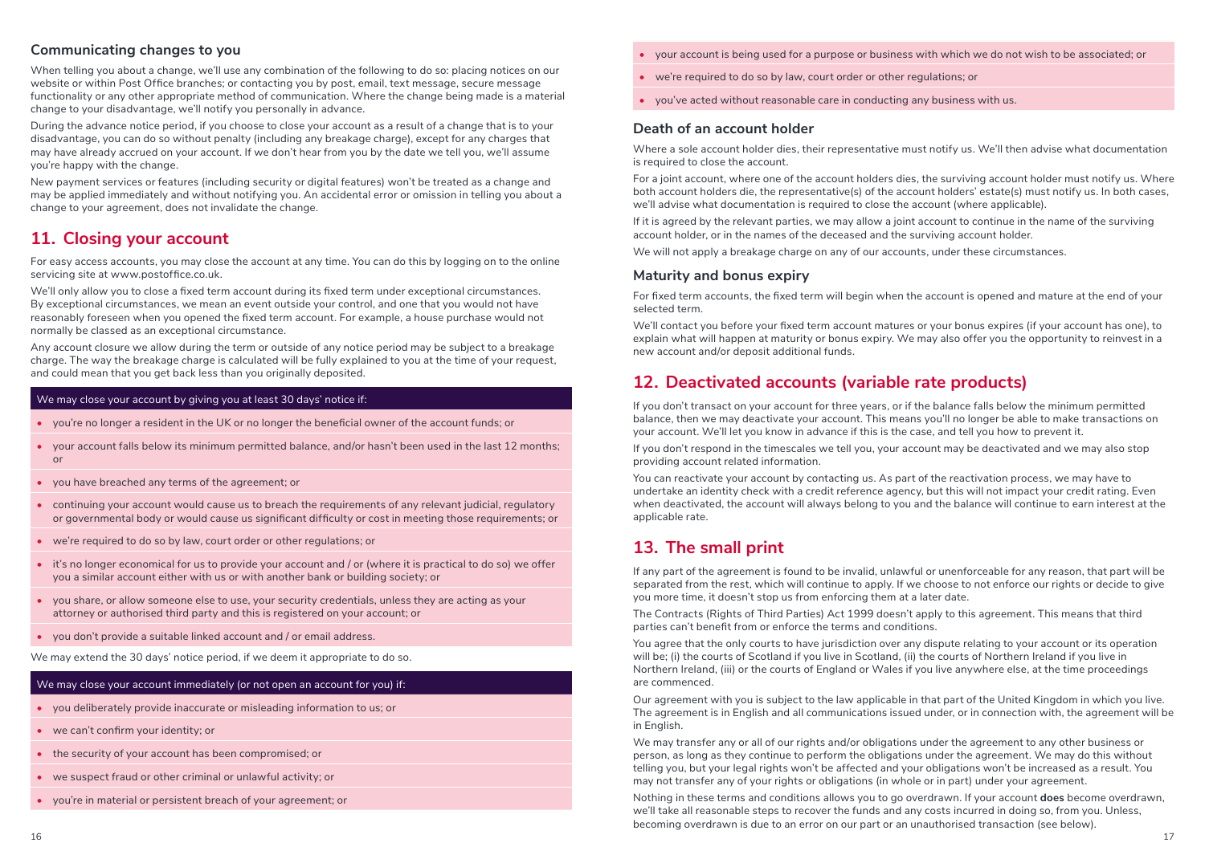### Communicating changes to you

When telling you about a change, we'll use any combination of the following to do so: placing notices on our website or within Post Office branches; or contacting you by post, email, text message, secure message functionality or any other appropriate method of communication. Where the change being made is a material change to your disadvantage, we'll notify you personally in advance.

During the advance notice period, if you choose to close your account as a result of a change that is to your disadvantage, you can do so without penalty (including any breakage charge), except for any charges that may have already accrued on your account. If we don't hear from you by the date we tell you, we'll assume you're happy with the change.

New payment services or features (including security or digital features) won't be treated as a change and may be applied immediately and without notifying you. An accidental error or omission in telling you about a change to your agreement, does not invalidate the change.

## 11. Closing your account

For easy access accounts, you may close the account at any time. You can do this by logging on to the online servicing site at www.postoffice.co.uk.

We'll only allow you to close a fixed term account during its fixed term under exceptional circumstances. By exceptional circumstances, we mean an event outside your control, and one that you would not have reasonably foreseen when you opened the fixed term account. For example, a house purchase would not normally be classed as an exceptional circumstance.

Any account closure we allow during the term or outside of any notice period may be subject to a breakage charge. The way the breakage charge is calculated will be fully explained to you at the time of your request, and could mean that you get back less than you originally deposited.

**We may close your account by giving you at least 30 days' notice if:**

- you're no longer a resident in the UK or no longer the beneficial owner of the account funds; or
- your account falls below its minimum permitted balance, and/or hasn't been used in the last 12 months; or
- you have breached any terms of the agreement; or
- continuing your account would cause us to breach the requirements of any relevant judicial, regulatory or governmental body or would cause us significant difficulty or cost in meeting those requirements; or
- we're required to do so by law, court order or other regulations; or
- it's no longer economical for us to provide your account and / or (where it is practical to do so) we offer you a similar account either with us or with another bank or building society; or
- you share, or allow someone else to use, your security credentials, unless they are acting as your attorney or authorised third party and this is registered on your account; or
- you don't provide a suitable linked account and / or email address.

We may extend the 30 days' notice period, if we deem it appropriate to do so.

**We may close your account immediately (or not open an account for you) if:**

- you deliberately provide inaccurate or misleading information to us; or
- we can't confirm your identity; or
- the security of your account has been compromised; or
- we suspect fraud or other criminal or unlawful activity; or
- you're in material or persistent breach of your agreement; or
- your account is being used for a purpose or business with which we do not wish to be associated; or
- we're required to do so by law, court order or other regulations; or
- you've acted without reasonable care in conducting any business with us.

### Death of an account holder

Where a sole account holder dies, their representative must notify us. We'll then advise what documentation is required to close the account.

For a joint account, where one of the account holders dies, the surviving account holder must notify us. Where both account holders die, the representative(s) of the account holders' estate(s) must notify us. In both cases, we'll advise what documentation is required to close the account (where applicable).

If it is agreed by the relevant parties, we may allow a joint account to continue in the name of the surviving account holder, or in the names of the deceased and the surviving account holder.

We will not apply a breakage charge on any of our accounts, under these circumstances.

### Maturity and bonus expiry

For fixed term accounts, the fixed term will begin when the account is opened and mature at the end of your selected term.

We'll contact you before your fixed term account matures or your bonus expires (if your account has one), to explain what will happen at maturity or bonus expiry. We may also offer you the opportunity to reinvest in a new account and/or deposit additional funds.

## 12. Deactivated accounts (variable rate products)

If you don't transact on your account for three years, or if the balance falls below the minimum permitted balance, then we may deactivate your account. This means you'll no longer be able to make transactions on your account. We'll let you know in advance if this is the case, and tell you how to prevent it.

If you don't respond in the timescales we tell you, your account may be deactivated and we may also stop providing account related information.

You can reactivate your account by contacting us. As part of the reactivation process, we may have to undertake an identity check with a credit reference agency, but this will not impact your credit rating. Even when deactivated, the account will always belong to you and the balance will continue to earn interest at the applicable rate.

## 13. The small print

If any part of the agreement is found to be invalid, unlawful or unenforceable for any reason, that part will be separated from the rest, which will continue to apply. If we choose to not enforce our rights or decide to give you more time, it doesn't stop us from enforcing them at a later date.

The Contracts (Rights of Third Parties) Act 1999 doesn't apply to this agreement. This means that third parties can't benefit from or enforce the terms and conditions.

You agree that the only courts to have jurisdiction over any dispute relating to your account or its operation will be; (i) the courts of Scotland if you live in Scotland, (ii) the courts of Northern Ireland if you live in Northern Ireland, (iii) or the courts of England or Wales if you live anywhere else, at the time proceedings are commenced.

Our agreement with you is subject to the law applicable in that part of the United Kingdom in which you live. The agreement is in English and all communications issued under, or in connection with, the agreement will be in English.

We may transfer any or all of our rights and/or obligations under the agreement to any other business or person, as long as they continue to perform the obligations under the agreement. We may do this without telling you, but your legal rights won't be affected and your obligations won't be increased as a result. You may not transfer any of your rights or obligations (in whole or in part) under your agreement.

Nothing in these terms and conditions allows you to go overdrawn. If your account **does** become overdrawn, we'll take all reasonable steps to recover the funds and any costs incurred in doing so, from you. Unless, becoming overdrawn is due to an error on our part or an unauthorised transaction (see below).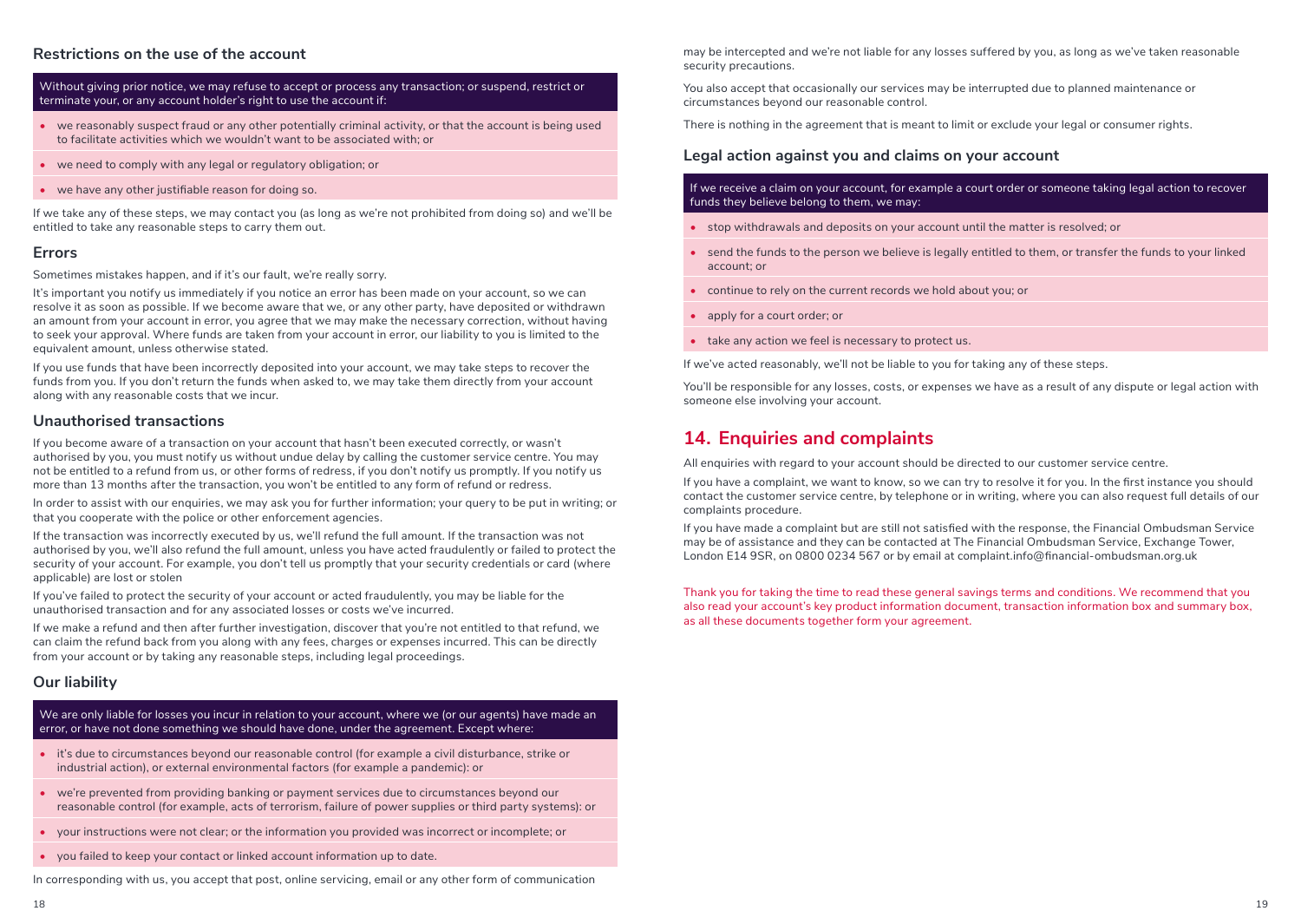## Restrictions on the use of the account

Without giving prior notice, we may refuse to accept or process any transaction; or suspend, restrict or terminate your, or any account holder's right to use the account if:

- we reasonably suspect fraud or any other potentially criminal activity, or that the account is being used to facilitate activities which we wouldn't want to be associated with; or
- we need to comply with any legal or regulatory obligation; or
- we have any other justifiable reason for doing so.

If we take any of these steps, we may contact you (as long as we're not prohibited from doing so) and we'll be entitled to take any reasonable steps to carry them out.

## Errors

Sometimes mistakes happen, and if it's our fault, we're really sorry.

It's important you notify us immediately if you notice an error has been made on your account, so we can resolve it as soon as possible. If we become aware that we, or any other party, have deposited or withdrawn an amount from your account in error, you agree that we may make the necessary correction, without having to seek your approval. Where funds are taken from your account in error, our liability to you is limited to the equivalent amount, unless otherwise stated.

If you use funds that have been incorrectly deposited into your account, we may take steps to recover the funds from you. If you don't return the funds when asked to, we may take them directly from your account along with any reasonable costs that we incur.

## Unauthorised transactions

If you become aware of a transaction on your account that hasn't been executed correctly, or wasn't authorised by you, you must notify us without undue delay by calling the customer service centre. You may not be entitled to a refund from us, or other forms of redress, if you don't notify us promptly. If you notify us more than 13 months after the transaction, you won't be entitled to any form of refund or redress.

In order to assist with our enquiries, we may ask you for further information; your query to be put in writing; or that you cooperate with the police or other enforcement agencies.

If the transaction was incorrectly executed by us, we'll refund the full amount. If the transaction was not authorised by you, we'll also refund the full amount, unless you have acted fraudulently or failed to protect the security of your account. For example, you don't tell us promptly that your security credentials or card (where applicable) are lost or stolen

If you've failed to protect the security of your account or acted fraudulently, you may be liable for the unauthorised transaction and for any associated losses or costs we've incurred.

If we make a refund and then after further investigation, discover that you're not entitled to that refund, we can claim the refund back from you along with any fees, charges or expenses incurred. This can be directly from your account or by taking any reasonable steps, including legal proceedings.

## Our liability

We are only liable for losses you incur in relation to your account, where we (or our agents) have made an error, or have not done something we should have done, under the agreement. Except where:

- it's due to circumstances beyond our reasonable control (for example a civil disturbance, strike or industrial action), or external environmental factors (for example a pandemic): or
- we're prevented from providing banking or payment services due to circumstances beyond our reasonable control (for example, acts of terrorism, failure of power supplies or third party systems): or
- your instructions were not clear; or the information you provided was incorrect or incomplete; or
- you failed to keep your contact or linked account information up to date.

In corresponding with us, you accept that post, online servicing, email or any other form of communication may be intercepted and we're not liable for any losses suffered by you, as long as we've taken reasonable security precautions.

You also accept that occasionally our services may be interrupted due to planned maintenance or circumstances beyond our reasonable control.

There is nothing in the agreement that is meant to limit or exclude your legal or consumer rights.

## Legal action against you and claims on your account

If we receive a claim on your account, for example a court order or someone taking legal action to recover funds they believe belong to them, we may:

- stop withdrawals and deposits on your account until the matter is resolved; or
- send the funds to the person we believe is legally entitled to them, or transfer the funds to your linked account; or
- continue to rely on the current records we hold about you; or
- apply for a court order; or
- take any action we feel is necessary to protect us.

If we've acted reasonably, we'll not be liable to you for taking any of these steps.

You'll be responsible for any losses, costs, or expenses we have as a result of any dispute or legal action with someone else involving your account.

# 14. Enquiries and complaints

All enquiries with regard to your account should be directed to our customer service centre.

If you have a complaint, we want to know, so we can try to resolve it for you. In the first instance you should contact the customer service centre, by telephone or in writing, where you can also request full details of our complaints procedure.

If you have made a complaint but are still not satisfied with the response, the Financial Ombudsman Service may be of assistance and they can be contacted at The Financial Ombudsman Service, Exchange Tower, London E14 9SR, on 0800 0234 567 or by email at complaint.info@financial-ombudsman.org.uk

Thank you for taking the time to read these general savings terms and conditions. We recommend that you also read your account's key product information document, transaction information box and summary box, as all these documents together form your agreement.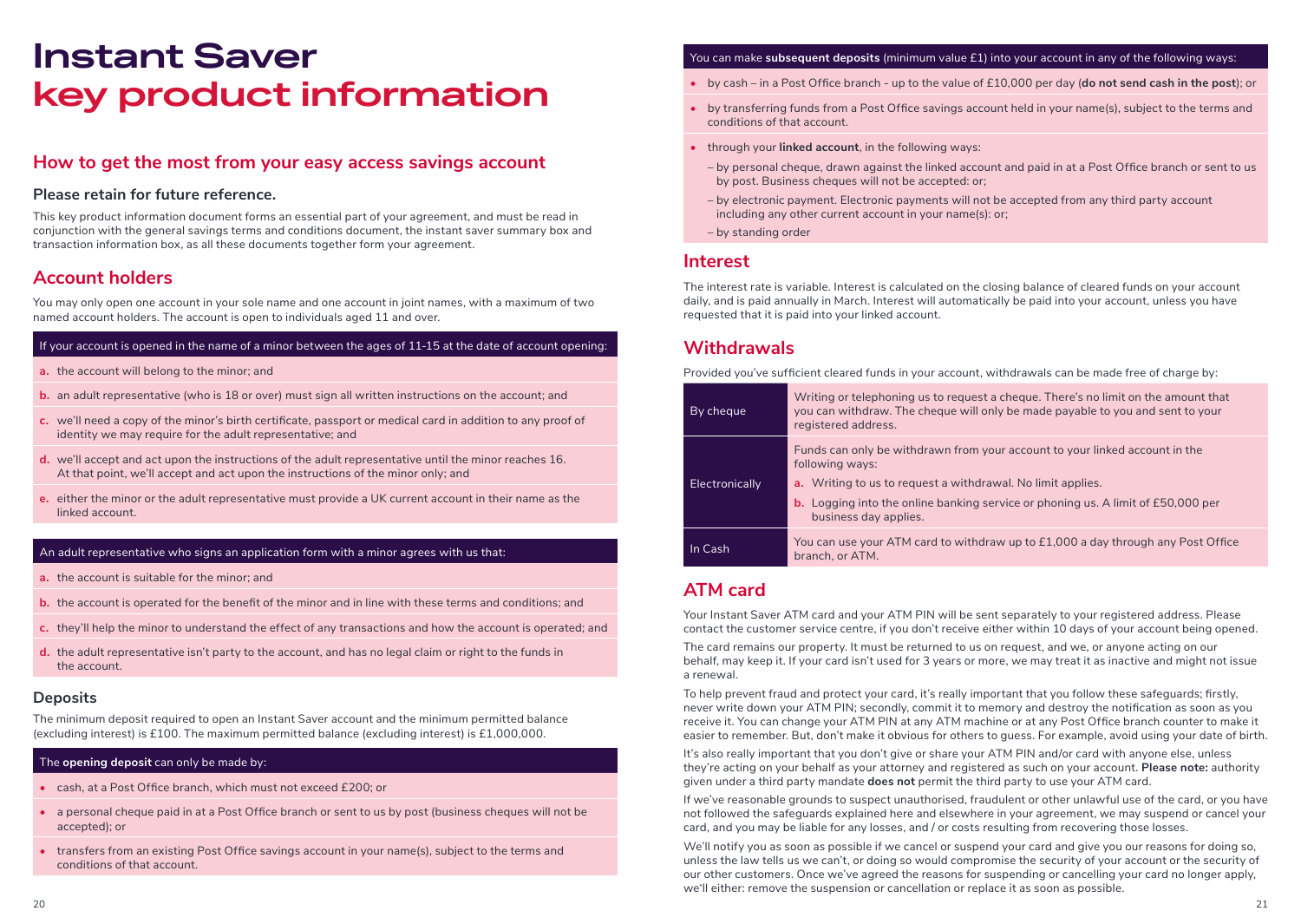# Instant Saver key product information

## How to get the most from your easy access savings account

### Please retain for future reference.

This key product information document forms an essential part of your agreement, and must be read in conjunction with the general savings terms and conditions document, the instant saver summary box and transaction information box, as all these documents together form your agreement.

## Account holders

You may only open one account in your sole name and one account in joint names, with a maximum of two named account holders. The account is open to individuals aged 11 and over.

If your account is opened in the name of a minor between the ages of 11-15 at the date of account opening:

- **a.** the account will belong to the minor; and
- **b.** an adult representative (who is 18 or over) must sign all written instructions on the account; and
- **c.** we'll need a copy of the minor's birth certificate, passport or medical card in addition to any proof of identity we may require for the adult representative; and
- **d.** we'll accept and act upon the instructions of the adult representative until the minor reaches 16. At that point, we'll accept and act upon the instructions of the minor only; and
- **e.** either the minor or the adult representative must provide a UK current account in their name as the linked account.

An adult representative who signs an application form with a minor agrees with us that:

- **a.** the account is suitable for the minor; and
- **b.** the account is operated for the benefit of the minor and in line with these terms and conditions; and
- **c.** they'll help the minor to understand the effect of any transactions and how the account is operated; and
- **d.** the adult representative isn't party to the account, and has no legal claim or right to the funds in the account.

### Deposits

The minimum deposit required to open an Instant Saver account and the minimum permitted balance (excluding interest) is £100. The maximum permitted balance (excluding interest) is £1,000,000.

The **opening deposit** can only be made by:

- cash, at a Post Office branch, which must not exceed £200; or
- a personal cheque paid in at a Post Office branch or sent to us by post (business cheques will not be accepted); or
- transfers from an existing Post Office savings account in your name(s), subject to the terms and conditions of that account.

You can make **subsequent deposits** (minimum value £1) into your account in any of the following ways:

- by cash – in a Post Office branch - up to the value of £10,000 per day (**do not send cash in the post**); or
- by transferring funds from a Post Office savings account held in your name(s), subject to the terms and conditions of that account.
- through your **linked account**, in the following ways:
  - – by personal cheque, drawn against the linked account and paid in at a Post Office branch or sent to us by post. Business cheques will not be accepted: or;
  - – by electronic payment. Electronic payments will not be accepted from any third party account including any other current account in your name(s): or;
  - – by standing order

## Interest

The interest rate is variable. Interest is calculated on the closing balance of cleared funds on your account daily, and is paid annually in March. Interest will automatically be paid into your account, unless you have requested that it is paid into your linked account.

## Withdrawals

Provided you've sufficient cleared funds in your account, withdrawals can be made free of charge by:

| | |
|---|---|
| By cheque | Writing or telephoning us to request a cheque. There's no limit on the amount that you can withdraw. The cheque will only be made payable to you and sent to your registered address. |
| Electronically | Funds can only be withdrawn from your account to your linked account in the following ways: **a.** Writing to us to request a withdrawal. No limit applies. **b.** Logging into the online banking service or phoning us. A limit of £50,000 per business day applies. |
| In Cash | You can use your ATM card to withdraw up to £1,000 a day through any Post Office branch, or ATM. |

## ATM card

Your Instant Saver ATM card and your ATM PIN will be sent separately to your registered address. Please contact the customer service centre, if you don't receive either within 10 days of your account being opened.

The card remains our property. It must be returned to us on request, and we, or anyone acting on our behalf, may keep it. If your card isn't used for 3 years or more, we may treat it as inactive and might not issue a renewal.

To help prevent fraud and protect your card, it's really important that you follow these safeguards; firstly, never write down your ATM PIN; secondly, commit it to memory and destroy the notification as soon as you receive it. You can change your ATM PIN at any ATM machine or at any Post Office branch counter to make it easier to remember. But, don't make it obvious for others to guess. For example, avoid using your date of birth.

It's also really important that you don't give or share your ATM PIN and/or card with anyone else, unless they're acting on your behalf as your attorney and registered as such on your account. **Please note:** authority given under a third party mandate **does not** permit the third party to use your ATM card.

If we've reasonable grounds to suspect unauthorised, fraudulent or other unlawful use of the card, or you have not followed the safeguards explained here and elsewhere in your agreement, we may suspend or cancel your card, and you may be liable for any losses, and / or costs resulting from recovering those losses.

We'll notify you as soon as possible if we cancel or suspend your card and give you our reasons for doing so, unless the law tells us we can't, or doing so would compromise the security of your account or the security of our other customers. Once we've agreed the reasons for suspending or cancelling your card no longer apply, we'll either: remove the suspension or cancellation or replace it as soon as possible.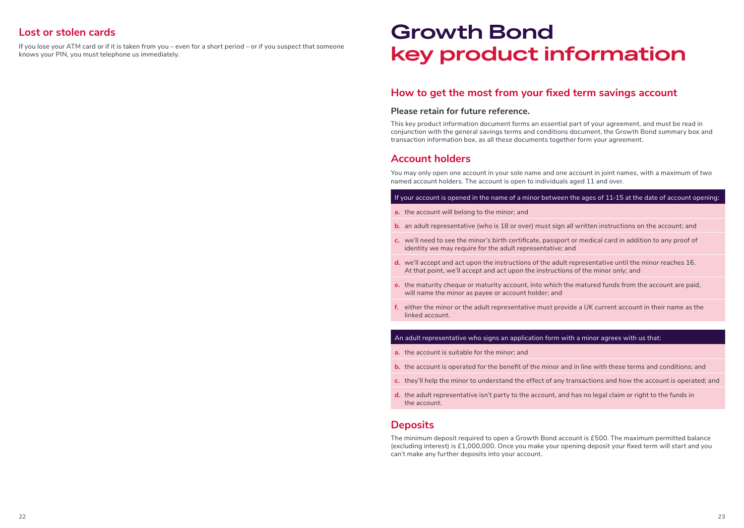## Lost or stolen cards

If you lose your ATM card or if it is taken from you – even for a short period – or if you suspect that someone knows your PIN, you must telephone us immediately.

# Growth Bond key product information

## How to get the most from your fixed term savings account

### Please retain for future reference.

This key product information document forms an essential part of your agreement, and must be read in conjunction with the general savings terms and conditions document, the Growth Bond summary box and transaction information box, as all these documents together form your agreement.

## Account holders

You may only open one account in your sole name and one account in joint names, with a maximum of two named account holders. The account is open to individuals aged 11 and over.

If your account is opened in the name of a minor between the ages of 11-15 at the date of account opening:

**a.** the account will belong to the minor; and

**b.** an adult representative (who is 18 or over) must sign all written instructions on the account; and

**c.** we'll need to see the minor's birth certificate, passport or medical card in addition to any proof of identity we may require for the adult representative; and

**d.** we'll accept and act upon the instructions of the adult representative until the minor reaches 16. At that point, we'll accept and act upon the instructions of the minor only; and

**e.** the maturity cheque or maturity account, into which the matured funds from the account are paid, will name the minor as payee or account holder; and

**f.** either the minor or the adult representative must provide a UK current account in their name as the linked account.

An adult representative who signs an application form with a minor agrees with us that:

**a.** the account is suitable for the minor; and

**b.** the account is operated for the benefit of the minor and in line with these terms and conditions; and

**c.** they'll help the minor to understand the effect of any transactions and how the account is operated; and

**d.** the adult representative isn't party to the account, and has no legal claim or right to the funds in the account.

## Deposits

The minimum deposit required to open a Growth Bond account is £500. The maximum permitted balance (excluding interest) is £1,000,000. Once you make your opening deposit your fixed term will start and you can't make any further deposits into your account.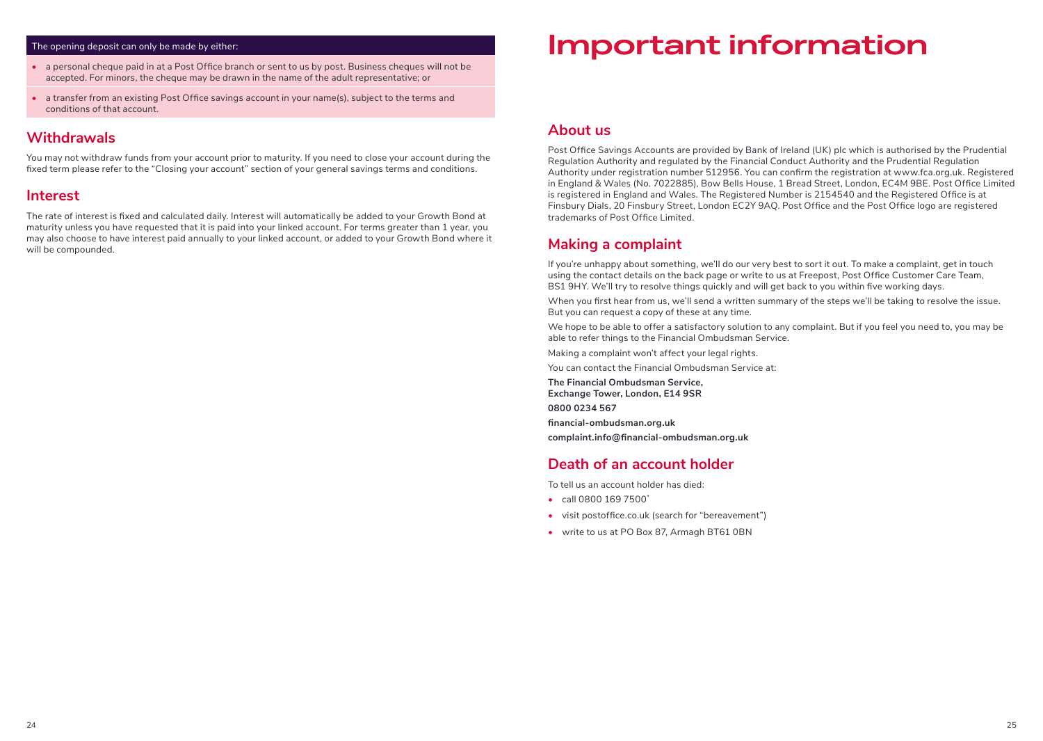The opening deposit can only be made by either:

- a personal cheque paid in at a Post Office branch or sent to us by post. Business cheques will not be accepted. For minors, the cheque may be drawn in the name of the adult representative; or
- a transfer from an existing Post Office savings account in your name(s), subject to the terms and conditions of that account.

## Withdrawals

You may not withdraw funds from your account prior to maturity. If you need to close your account during the fixed term please refer to the "Closing your account" section of your general savings terms and conditions.

## Interest

The rate of interest is fixed and calculated daily. Interest will automatically be added to your Growth Bond at maturity unless you have requested that it is paid into your linked account. For terms greater than 1 year, you may also choose to have interest paid annually to your linked account, or added to your Growth Bond where it will be compounded.

# Important information

## About us

Post Office Savings Accounts are provided by Bank of Ireland (UK) plc which is authorised by the Prudential Regulation Authority and regulated by the Financial Conduct Authority and the Prudential Regulation Authority under registration number 512956. You can confirm the registration at www.fca.org.uk. Registered in England & Wales (No. 7022885), Bow Bells House, 1 Bread Street, London, EC4M 9BE. Post Office Limited is registered in England and Wales. The Registered Number is 2154540 and the Registered Office is at Finsbury Dials, 20 Finsbury Street, London EC2Y 9AQ. Post Office and the Post Office logo are registered trademarks of Post Office Limited.

## Making a complaint

If you're unhappy about something, we'll do our very best to sort it out. To make a complaint, get in touch using the contact details on the back page or write to us at Freepost, Post Office Customer Care Team, BS1 9HY. We'll try to resolve things quickly and will get back to you within five working days.

When you first hear from us, we'll send a written summary of the steps we'll be taking to resolve the issue. But you can request a copy of these at any time.

We hope to be able to offer a satisfactory solution to any complaint. But if you feel you need to, you may be able to refer things to the Financial Ombudsman Service.

Making a complaint won't affect your legal rights.

You can contact the Financial Ombudsman Service at:

**The Financial Ombudsman Service,**
**Exchange Tower, London, E14 9SR**

**0800 0234 567**

**financial-ombudsman.org.uk**

**complaint.info@financial-ombudsman.org.uk**

## Death of an account holder

To tell us an account holder has died:

- call 0800 169 7500*
- visit postoffice.co.uk (search for "bereavement")
- write to us at PO Box 87, Armagh BT61 0BN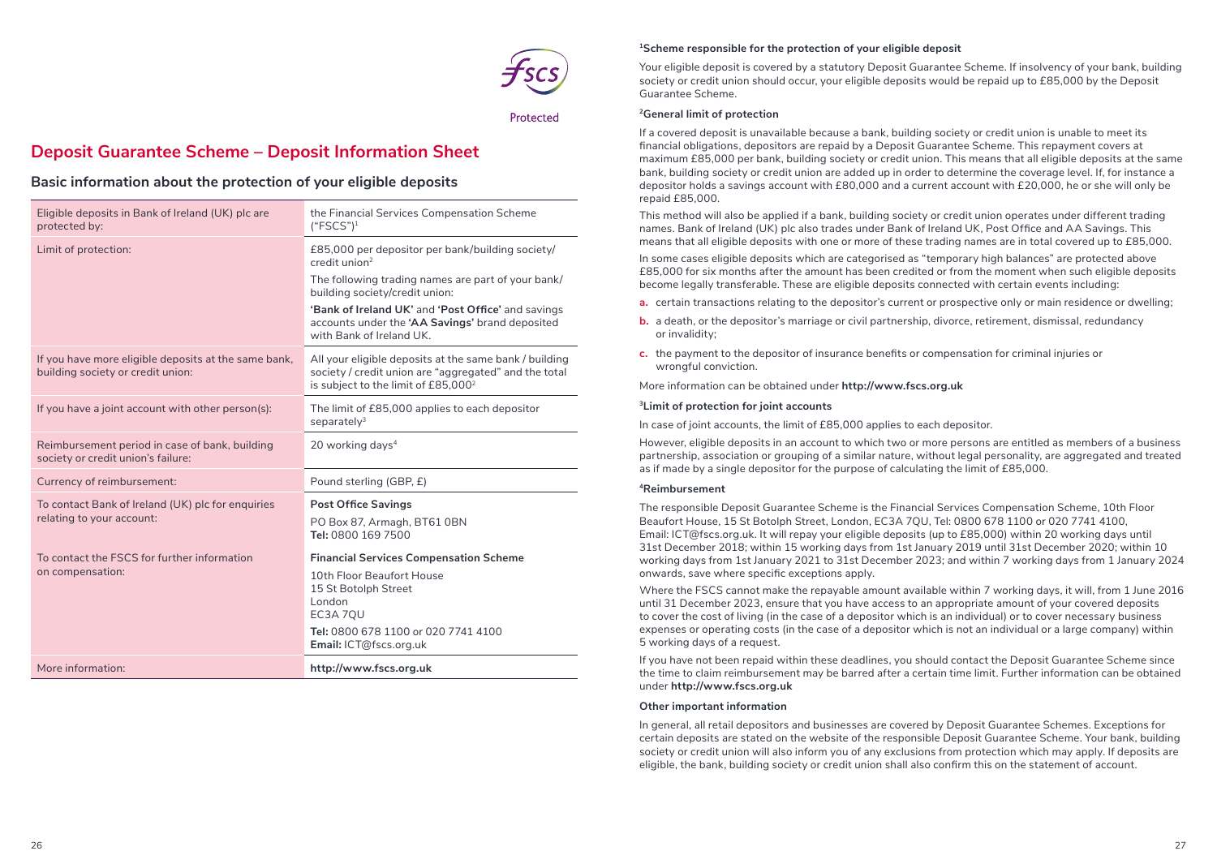Protected

# Deposit Guarantee Scheme – Deposit Information Sheet

## Basic information about the protection of your eligible deposits

| | |
|---|---|
| Eligible deposits in Bank of Ireland (UK) plc are protected by: | the Financial Services Compensation Scheme ("FSCS")[1] |
| Limit of protection: | £85,000 per depositor per bank/building society/ credit union[2]<br>The following trading names are part of your bank/ building society/credit union:<br>**'Bank of Ireland UK'** and **'Post Office'** and savings accounts under the **'AA Savings'** brand deposited with Bank of Ireland UK. |
| If you have more eligible deposits at the same bank, building society or credit union: | All your eligible deposits at the same bank / building society / credit union are "aggregated" and the total is subject to the limit of £85,000[2] |
| If you have a joint account with other person(s): | The limit of £85,000 applies to each depositor separately[3] |
| Reimbursement period in case of bank, building society or credit union's failure: | 20 working days[4] |
| Currency of reimbursement: | Pound sterling (GBP, £) |
| To contact Bank of Ireland (UK) plc for enquiries relating to your account: | **Post Office Savings**<br>PO Box 87, Armagh, BT61 0BN<br>**Tel:** 0800 169 7500 |
| To contact the FSCS for further information on compensation: | **Financial Services Compensation Scheme**<br>10th Floor Beaufort House<br>15 St Botolph Street<br>London<br>EC3A 7QU<br>**Tel:** 0800 678 1100 or 020 7741 4100<br>**Email:** ICT@fscs.org.uk |
| More information: | **http://www.fscs.org.uk** |

**[1]Scheme responsible for the protection of your eligible deposit**

Your eligible deposit is covered by a statutory Deposit Guarantee Scheme. If insolvency of your bank, building society or credit union should occur, your eligible deposits would be repaid up to £85,000 by the Deposit Guarantee Scheme.

**[2]General limit of protection**

If a covered deposit is unavailable because a bank, building society or credit union is unable to meet its financial obligations, depositors are repaid by a Deposit Guarantee Scheme. This repayment covers at maximum £85,000 per bank, building society or credit union. This means that all eligible deposits at the same bank, building society or credit union are added up in order to determine the coverage level. If, for instance a depositor holds a savings account with £80,000 and a current account with £20,000, he or she will only be repaid £85,000.

This method will also be applied if a bank, building society or credit union operates under different trading names. Bank of Ireland (UK) plc also trades under Bank of Ireland UK, Post Office and AA Savings. This means that all eligible deposits with one or more of these trading names are in total covered up to £85,000.

In some cases eligible deposits which are categorised as "temporary high balances" are protected above £85,000 for six months after the amount has been credited or from the moment when such eligible deposits become legally transferable. These are eligible deposits connected with certain events including:

**a.** certain transactions relating to the depositor's current or prospective only or main residence or dwelling;

**b.** a death, or the depositor's marriage or civil partnership, divorce, retirement, dismissal, redundancy or invalidity;

**c.** the payment to the depositor of insurance benefits or compensation for criminal injuries or wrongful conviction.

More information can be obtained under **http://www.fscs.org.uk**

**[3]Limit of protection for joint accounts**

In case of joint accounts, the limit of £85,000 applies to each depositor.

However, eligible deposits in an account to which two or more persons are entitled as members of a business partnership, association or grouping of a similar nature, without legal personality, are aggregated and treated as if made by a single depositor for the purpose of calculating the limit of £85,000.

**[4]Reimbursement**

The responsible Deposit Guarantee Scheme is the Financial Services Compensation Scheme, 10th Floor Beaufort House, 15 St Botolph Street, London, EC3A 7QU, Tel: 0800 678 1100 or 020 7741 4100, Email: ICT@fscs.org.uk. It will repay your eligible deposits (up to £85,000) within 20 working days until 31st December 2018; within 15 working days from 1st January 2019 until 31st December 2020; within 10 working days from 1st January 2021 to 31st December 2023; and within 7 working days from 1 January 2024 onwards, save where specific exceptions apply.

Where the FSCS cannot make the repayable amount available within 7 working days, it will, from 1 June 2016 until 31 December 2023, ensure that you have access to an appropriate amount of your covered deposits to cover the cost of living (in the case of a depositor which is an individual) or to cover necessary business expenses or operating costs (in the case of a depositor which is not an individual or a large company) within 5 working days of a request.

If you have not been repaid within these deadlines, you should contact the Deposit Guarantee Scheme since the time to claim reimbursement may be barred after a certain time limit. Further information can be obtained under **http://www.fscs.org.uk**

**Other important information**

In general, all retail depositors and businesses are covered by Deposit Guarantee Schemes. Exceptions for certain deposits are stated on the website of the responsible Deposit Guarantee Scheme. Your bank, building society or credit union will also inform you of any exclusions from protection which may apply. If deposits are eligible, the bank, building society or credit union shall also confirm this on the statement of account.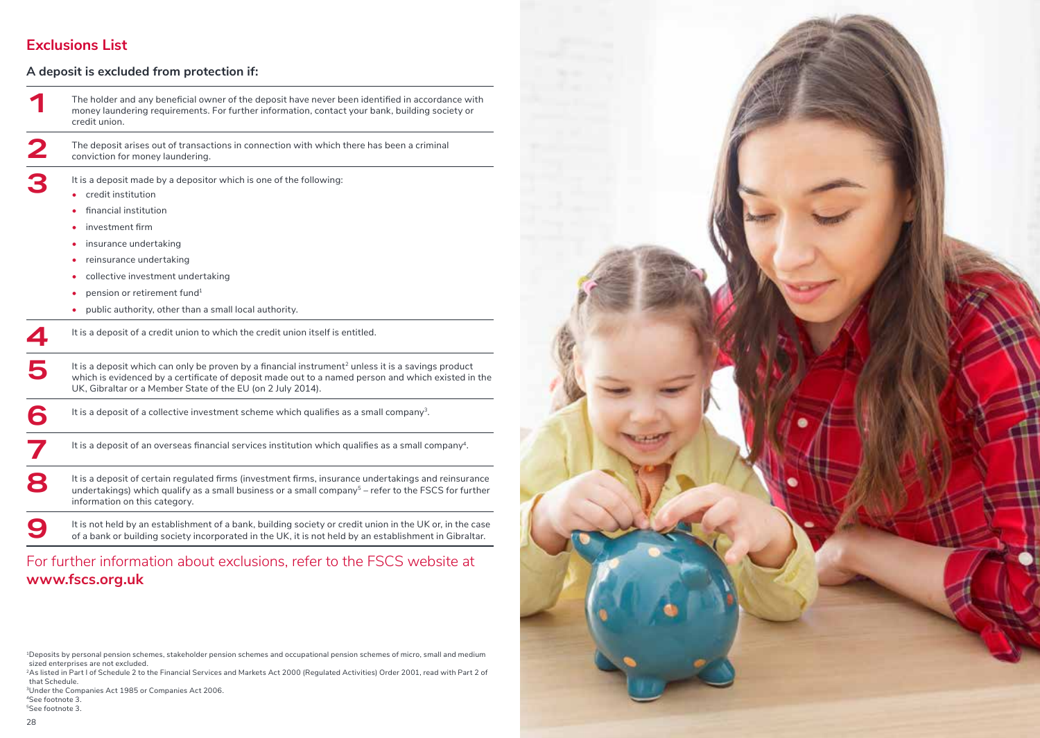## Exclusions List

**A deposit is excluded from protection if:**

1. The holder and any beneficial owner of the deposit have never been identified in accordance with money laundering requirements. For further information, contact your bank, building society or credit union.

2. The deposit arises out of transactions in connection with which there has been a criminal conviction for money laundering.

3. It is a deposit made by a depositor which is one of the following:
   - credit institution
   - financial institution
   - investment firm
   - insurance undertaking
   - reinsurance undertaking
   - collective investment undertaking
   - pension or retirement fund[1]
   - public authority, other than a small local authority.

4. It is a deposit of a credit union to which the credit union itself is entitled.

5. It is a deposit which can only be proven by a financial instrument[2] unless it is a savings product which is evidenced by a certificate of deposit made out to a named person and which existed in the UK, Gibraltar or a Member State of the EU (on 2 July 2014).

6. It is a deposit of a collective investment scheme which qualifies as a small company[3].

7. It is a deposit of an overseas financial services institution which qualifies as a small company[4].

8. It is a deposit of certain regulated firms (investment firms, insurance undertakings and reinsurance undertakings) which qualify as a small business or a small company[5] – refer to the FSCS for further information on this category.

9. It is not held by an establishment of a bank, building society or credit union in the UK or, in the case of a bank or building society incorporated in the UK, it is not held by an establishment in Gibraltar.

For further information about exclusions, refer to the FSCS website at **www.fscs.org.uk**

[1] Deposits by personal pension schemes, stakeholder pension schemes and occupational pension schemes of micro, small and medium sized enterprises are not excluded.

[2] As listed in Part I of Schedule 2 to the Financial Services and Markets Act 2000 (Regulated Activities) Order 2001, read with Part 2 of that Schedule.

[3] Under the Companies Act 1985 or Companies Act 2006.

[4] See footnote 3.

[5] See footnote 3.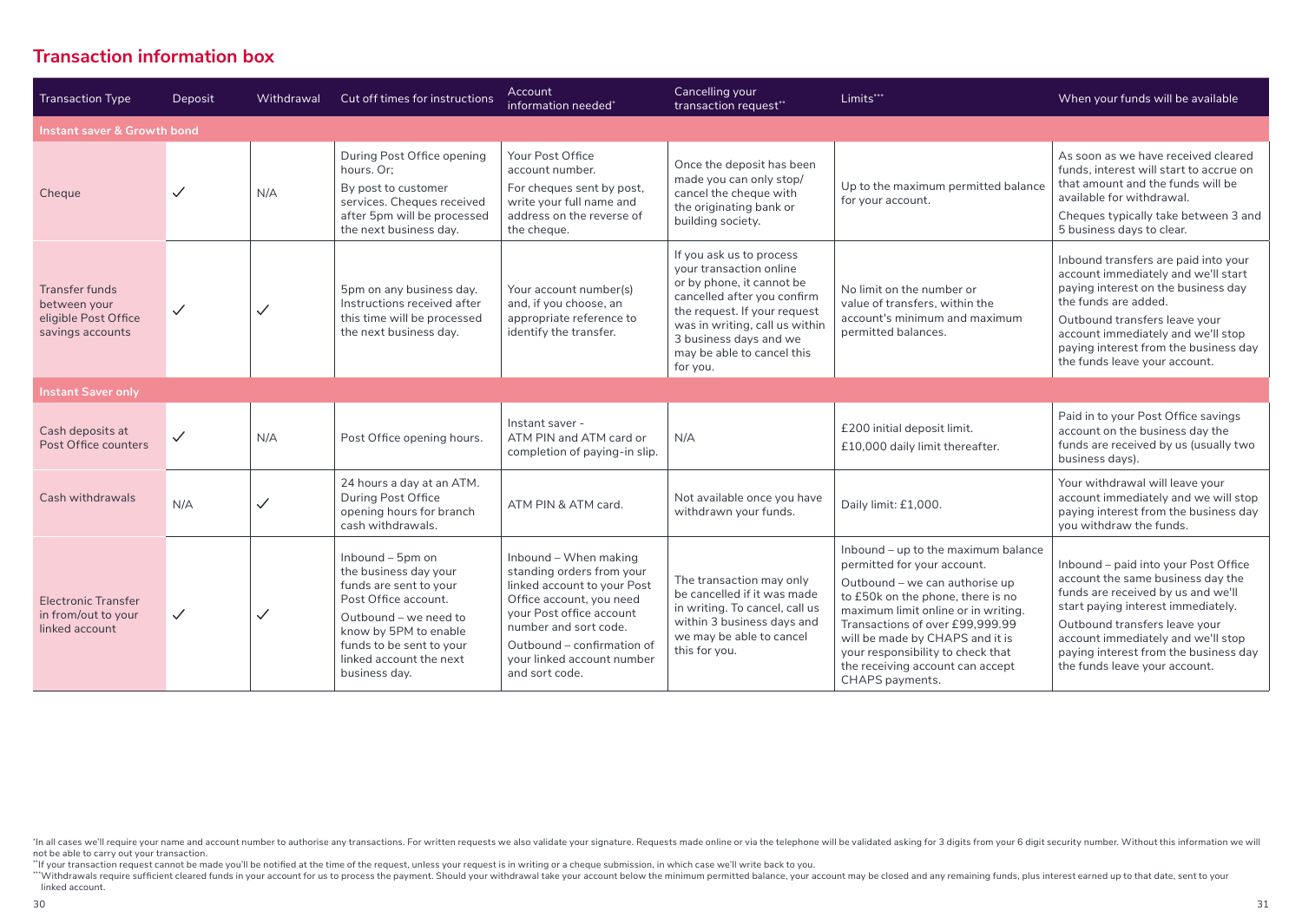## Transaction information box

| Transaction Type | Deposit | Withdrawal | Cut off times for instructions | Account information needed* | Cancelling your transaction request** | Limits*** | When your funds will be available |
|---|---|---|---|---|---|---|---|
| **Instant saver & Growth bond** | | | | | | | |
| Cheque | ✓ | N/A | During Post Office opening hours. Or; By post to customer services. Cheques received after 5pm will be processed the next business day. | Your Post Office account number. For cheques sent by post, write your full name and address on the reverse of the cheque. | Once the deposit has been made you can only stop/ cancel the cheque with the originating bank or building society. | Up to the maximum permitted balance for your account. | As soon as we have received cleared funds, interest will start to accrue on that amount and the funds will be available for withdrawal. Cheques typically take between 3 and 5 business days to clear. |
| Transfer funds between your eligible Post Office savings accounts | ✓ | ✓ | 5pm on any business day. Instructions received after this time will be processed the next business day. | Your account number(s) and, if you choose, an appropriate reference to identify the transfer. | If you ask us to process your transaction online or by phone, it cannot be cancelled after you confirm the request. If your request was in writing, call us within 3 business days and we may be able to cancel this for you. | No limit on the number or value of transfers, within the account's minimum and maximum permitted balances. | Inbound transfers are paid into your account immediately and we'll start paying interest on the business day the funds are added. Outbound transfers leave your account immediately and we'll stop paying interest from the business day the funds leave your account. |
| **Instant Saver only** | | | | | | | |
| Cash deposits at Post Office counters | ✓ | N/A | Post Office opening hours. | Instant saver - ATM PIN and ATM card or completion of paying-in slip. | N/A | £200 initial deposit limit. £10,000 daily limit thereafter. | Paid in to your Post Office savings account on the business day the funds are received by us (usually two business days). |
| Cash withdrawals | N/A | ✓ | 24 hours a day at an ATM. During Post Office opening hours for branch cash withdrawals. | ATM PIN & ATM card. | Not available once you have withdrawn your funds. | Daily limit: £1,000. | Your withdrawal will leave your account immediately and we will stop paying interest from the business day you withdraw the funds. |
| Electronic Transfer in from/out to your linked account | ✓ | ✓ | Inbound – 5pm on the business day your funds are sent to your Post Office account. Outbound – we need to know by 5PM to enable funds to be sent to your linked account the next business day. | Inbound – When making standing orders from your linked account to your Post Office account, you need your Post office account number and sort code. Outbound – confirmation of your linked account number and sort code. | The transaction may only be cancelled if it was made in writing. To cancel, call us within 3 business days and we may be able to cancel this for you. | Inbound – up to the maximum balance permitted for your account. Outbound – we can authorise up to £50k on the phone, there is no maximum limit online or in writing. Transactions of over £99,999.99 will be made by CHAPS and it is your responsibility to check that the receiving account can accept CHAPS payments. | Inbound – paid into your Post Office account the same business day the funds are received by us and we'll start paying interest immediately. Outbound transfers leave your account immediately and we'll stop paying interest from the business day the funds leave your account. |

*In all cases we'll require your name and account number to authorise any transactions. For written requests we also validate your signature. Requests made online or via the telephone will be validated asking for 3 digits from your 6 digit security number. Without this information we will not be able to carry out your transaction.

**If your transaction request cannot be made you'll be notified at the time of the request, unless your request is in writing or a cheque submission, in which case we'll write back to you.

***Withdrawals require sufficient cleared funds in your account for us to process the payment. Should your withdrawal take your account below the minimum permitted balance, your account may be closed and any remaining funds, plus interest earned up to that date, sent to your linked account.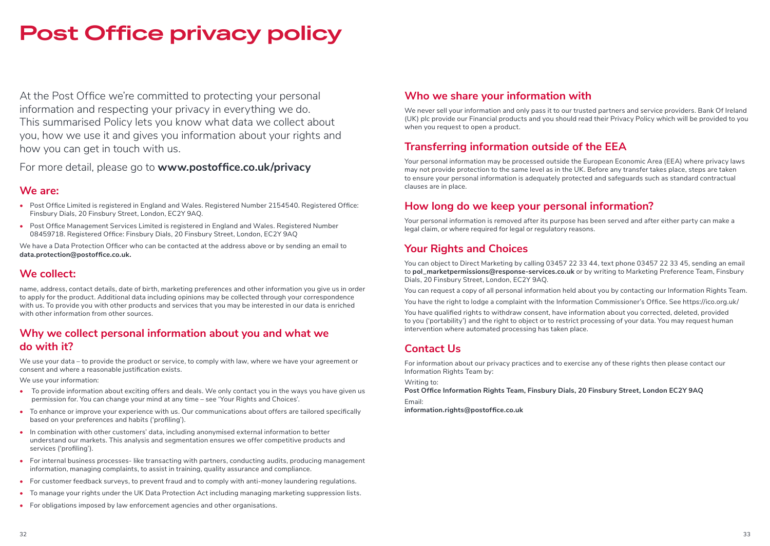# Post Office privacy policy

At the Post Office we're committed to protecting your personal information and respecting your privacy in everything we do. This summarised Policy lets you know what data we collect about you, how we use it and gives you information about your rights and how you can get in touch with us.

For more detail, please go to **www.postoffice.co.uk/privacy**

## We are:

- Post Office Limited is registered in England and Wales. Registered Number 2154540. Registered Office: Finsbury Dials, 20 Finsbury Street, London, EC2Y 9AQ.
- Post Office Management Services Limited is registered in England and Wales. Registered Number 08459718. Registered Office: Finsbury Dials, 20 Finsbury Street, London, EC2Y 9AQ

We have a Data Protection Officer who can be contacted at the address above or by sending an email to **data.protection@postoffice.co.uk.**

## We collect:

name, address, contact details, date of birth, marketing preferences and other information you give us in order to apply for the product. Additional data including opinions may be collected through your correspondence with us. To provide you with other products and services that you may be interested in our data is enriched with other information from other sources.

## Why we collect personal information about you and what we do with it?

We use your data – to provide the product or service, to comply with law, where we have your agreement or consent and where a reasonable justification exists.

We use your information:

- To provide information about exciting offers and deals. We only contact you in the ways you have given us permission for. You can change your mind at any time – see 'Your Rights and Choices'.
- To enhance or improve your experience with us. Our communications about offers are tailored specifically based on your preferences and habits ('profiling').
- In combination with other customers' data, including anonymised external information to better understand our markets. This analysis and segmentation ensures we offer competitive products and services ('profiling').
- For internal business processes- like transacting with partners, conducting audits, producing management information, managing complaints, to assist in training, quality assurance and compliance.
- For customer feedback surveys, to prevent fraud and to comply with anti-money laundering regulations.
- To manage your rights under the UK Data Protection Act including managing marketing suppression lists.
- For obligations imposed by law enforcement agencies and other organisations.

## Who we share your information with

We never sell your information and only pass it to our trusted partners and service providers. Bank Of Ireland (UK) plc provide our Financial products and you should read their Privacy Policy which will be provided to you when you request to open a product.

## Transferring information outside of the EEA

Your personal information may be processed outside the European Economic Area (EEA) where privacy laws may not provide protection to the same level as in the UK. Before any transfer takes place, steps are taken to ensure your personal information is adequately protected and safeguards such as standard contractual clauses are in place.

## How long do we keep your personal information?

Your personal information is removed after its purpose has been served and after either party can make a legal claim, or where required for legal or regulatory reasons.

## Your Rights and Choices

You can object to Direct Marketing by calling 03457 22 33 44, text phone 03457 22 33 45, sending an email to **pol_marketpermissions@response-services.co.uk** or by writing to Marketing Preference Team, Finsbury Dials, 20 Finsbury Street, London, EC2Y 9AQ.

You can request a copy of all personal information held about you by contacting our Information Rights Team.

You have the right to lodge a complaint with the Information Commissioner's Office. See https://ico.org.uk/

You have qualified rights to withdraw consent, have information about you corrected, deleted, provided to you ('portability') and the right to object or to restrict processing of your data. You may request human intervention where automated processing has taken place.

## Contact Us

For information about our privacy practices and to exercise any of these rights then please contact our Information Rights Team by:

Writing to:
**Post Office Information Rights Team, Finsbury Dials, 20 Finsbury Street, London EC2Y 9AQ**

Email:
**information.rights@postoffice.co.uk**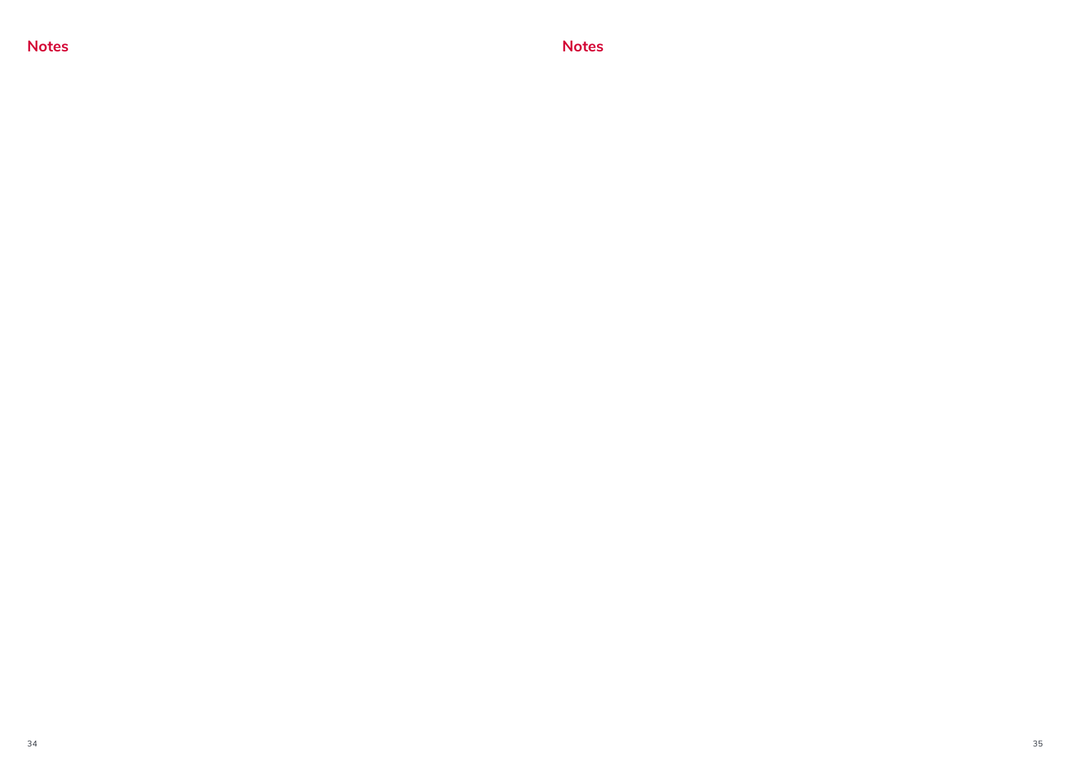## Notes

## Notes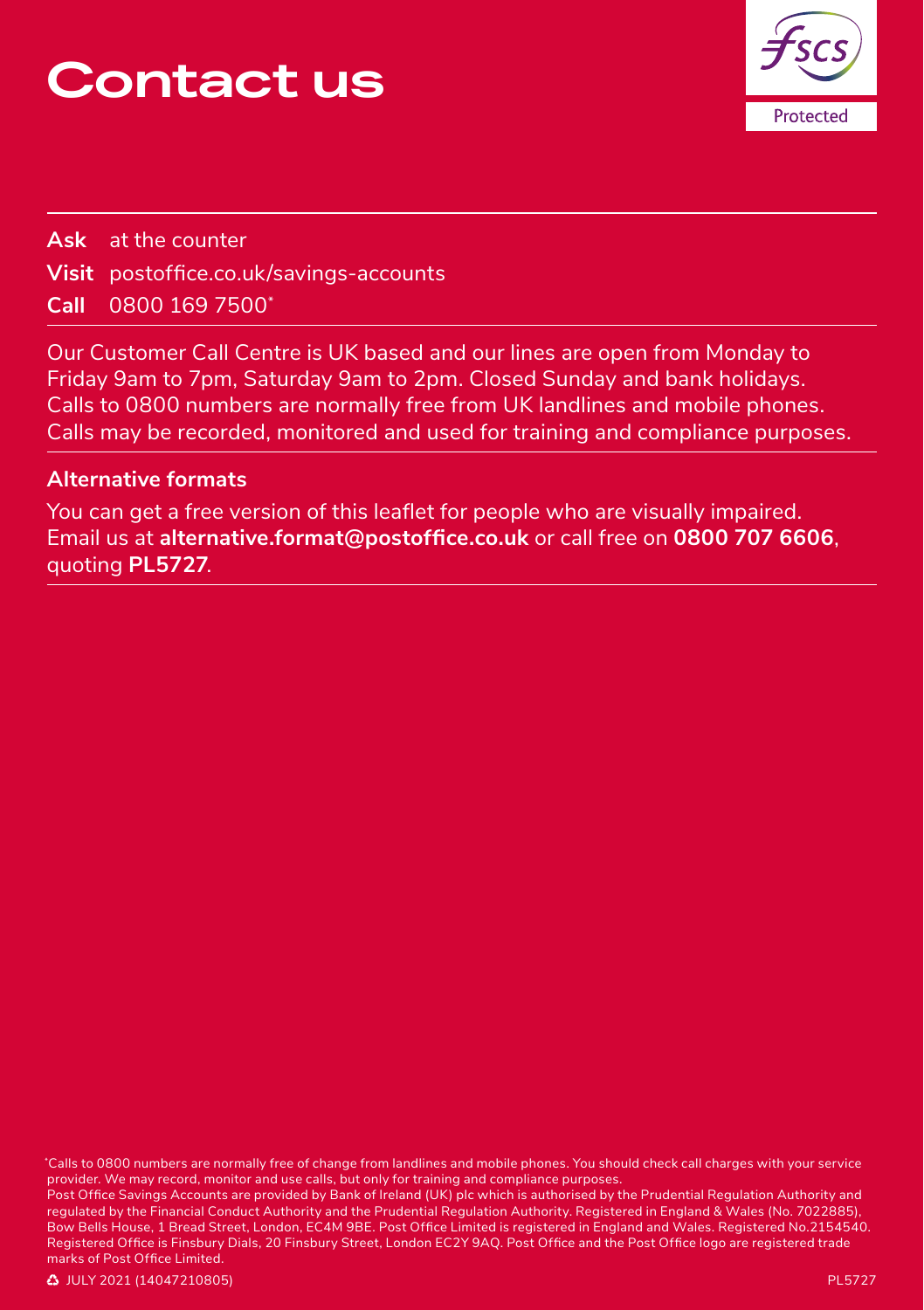# Contact us

Protected

**Ask** at the counter

**Visit** postoffice.co.uk/savings-accounts

**Call** 0800 169 7500*

Our Customer Call Centre is UK based and our lines are open from Monday to Friday 9am to 7pm, Saturday 9am to 2pm. Closed Sunday and bank holidays. Calls to 0800 numbers are normally free from UK landlines and mobile phones. Calls may be recorded, monitored and used for training and compliance purposes.

**Alternative formats**

You can get a free version of this leaflet for people who are visually impaired. Email us at **alternative.format@postoffice.co.uk** or call free on **0800 707 6606**, quoting **PL5727**.

*Calls to 0800 numbers are normally free of change from landlines and mobile phones. You should check call charges with your service provider. We may record, monitor and use calls, but only for training and compliance purposes.

Post Office Savings Accounts are provided by Bank of Ireland (UK) plc which is authorised by the Prudential Regulation Authority and regulated by the Financial Conduct Authority and the Prudential Regulation Authority. Registered in England & Wales (No. 7022885), Bow Bells House, 1 Bread Street, London, EC4M 9BE. Post Office Limited is registered in England and Wales. Registered No.2154540. Registered Office is Finsbury Dials, 20 Finsbury Street, London EC2Y 9AQ. Post Office and the Post Office logo are registered trade marks of Post Office Limited.

JULY 2021 (14047210805)

PL5727